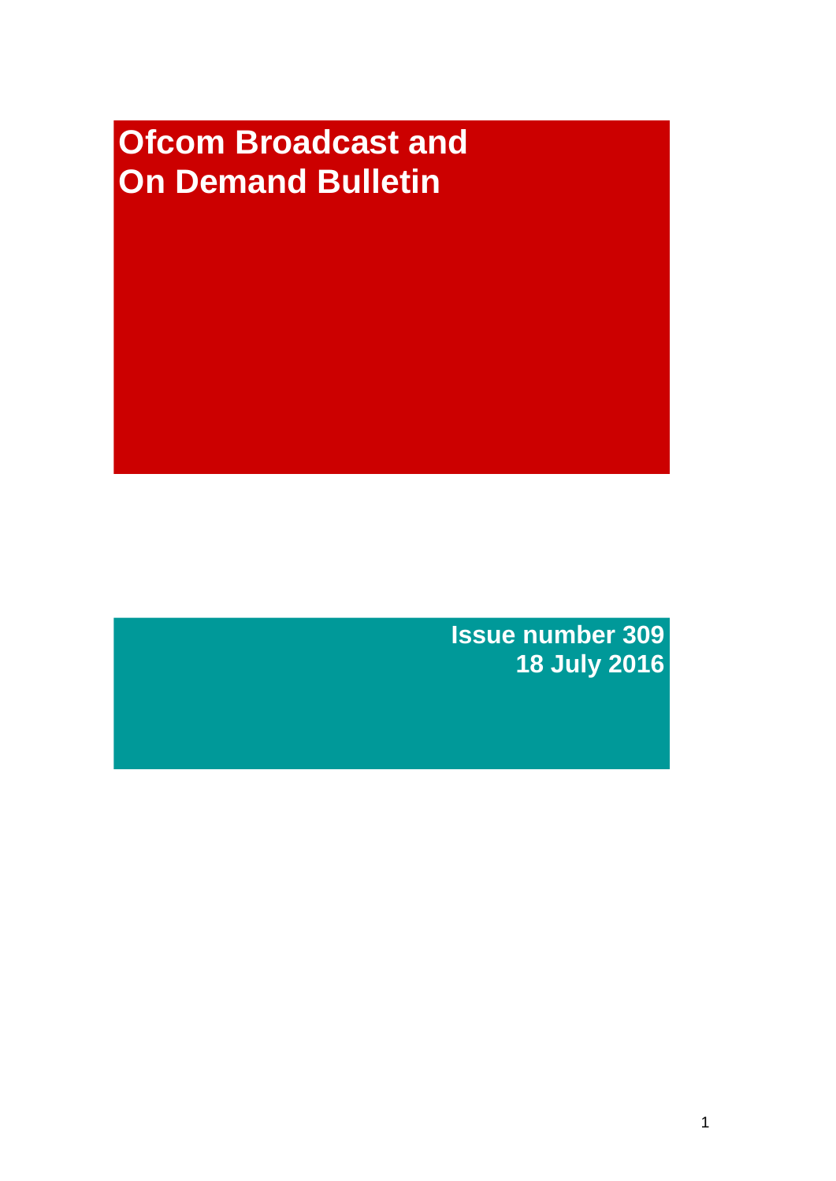# Ofcom Broadcast and On Demand Bulletin

**Issue number 309**
**18 July 2016**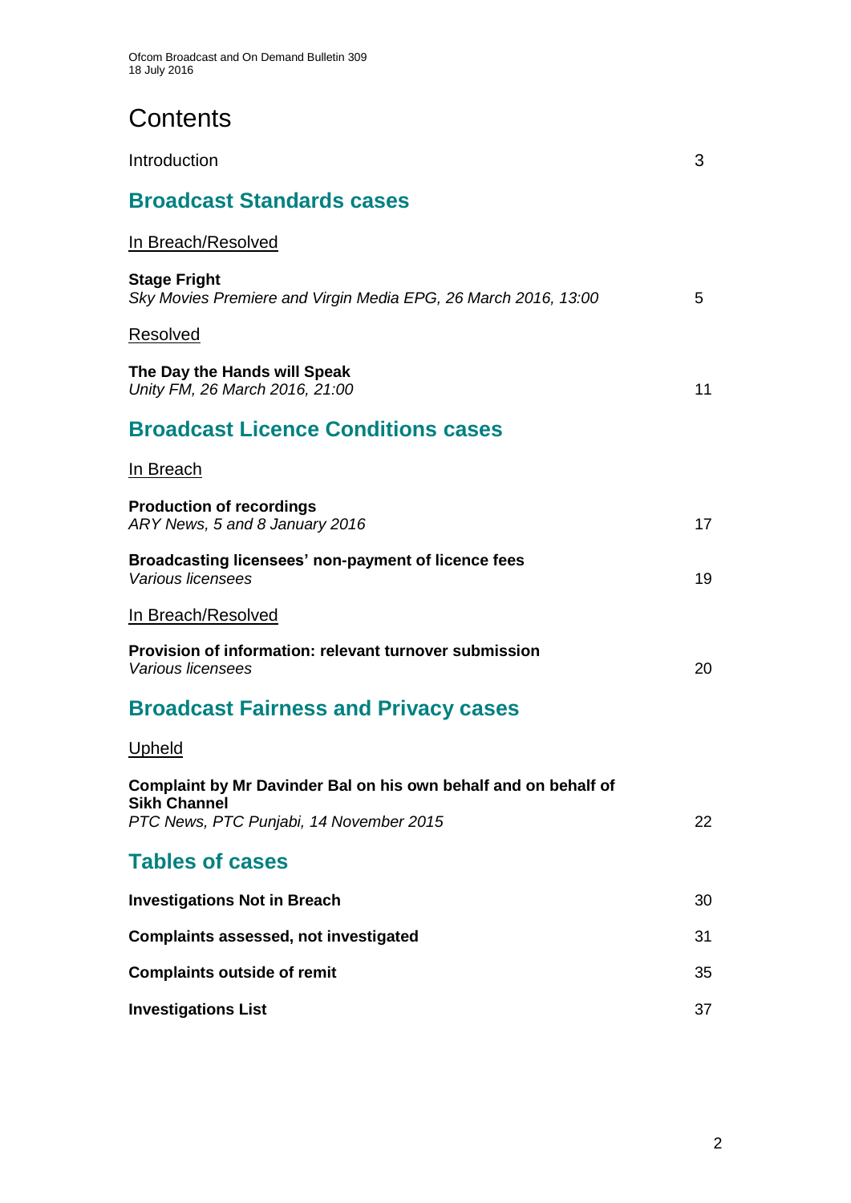# Contents

Introduction 3

## Broadcast Standards cases

In Breach/Resolved

**Stage Fright**
*Sky Movies Premiere and Virgin Media EPG, 26 March 2016, 13:00* 5

Resolved

**The Day the Hands will Speak**
*Unity FM, 26 March 2016, 21:00* 11

## Broadcast Licence Conditions cases

In Breach

**Production of recordings**
*ARY News, 5 and 8 January 2016* 17

**Broadcasting licensees' non-payment of licence fees**
*Various licensees* 19

In Breach/Resolved

**Provision of information: relevant turnover submission**
*Various licensees* 20

## Broadcast Fairness and Privacy cases

Upheld

**Complaint by Mr Davinder Bal on his own behalf and on behalf of Sikh Channel**
*PTC News, PTC Punjabi, 14 November 2015* 22

## Tables of cases

**Investigations Not in Breach** 30

**Complaints assessed, not investigated** 31

**Complaints outside of remit** 35

**Investigations List** 37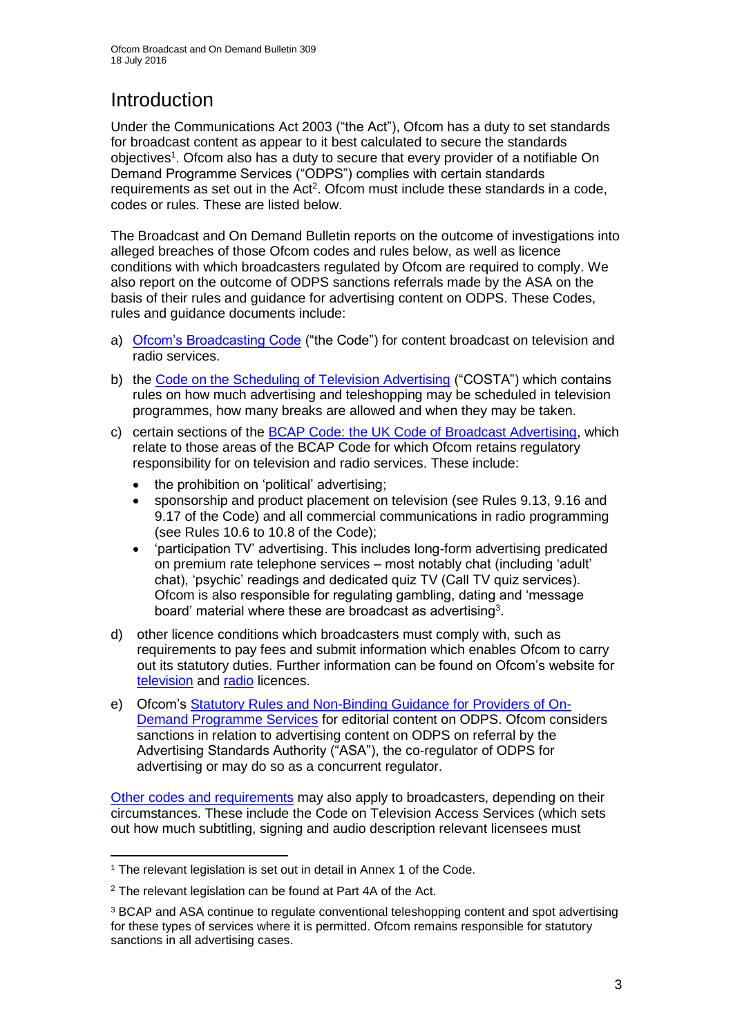# Introduction

Under the Communications Act 2003 ("the Act"), Ofcom has a duty to set standards for broadcast content as appear to it best calculated to secure the standards objectives[1]. Ofcom also has a duty to secure that every provider of a notifiable On Demand Programme Services ("ODPS") complies with certain standards requirements as set out in the Act[2]. Ofcom must include these standards in a code, codes or rules. These are listed below.

The Broadcast and On Demand Bulletin reports on the outcome of investigations into alleged breaches of those Ofcom codes and rules below, as well as licence conditions with which broadcasters regulated by Ofcom are required to comply. We also report on the outcome of ODPS sanctions referrals made by the ASA on the basis of their rules and guidance for advertising content on ODPS. These Codes, rules and guidance documents include:

a) Ofcom's Broadcasting Code ("the Code") for content broadcast on television and radio services.

b) the Code on the Scheduling of Television Advertising ("COSTA") which contains rules on how much advertising and teleshopping may be scheduled in television programmes, how many breaks are allowed and when they may be taken.

c) certain sections of the BCAP Code: the UK Code of Broadcast Advertising, which relate to those areas of the BCAP Code for which Ofcom retains regulatory responsibility for on television and radio services. These include:
   - the prohibition on 'political' advertising;
   - sponsorship and product placement on television (see Rules 9.13, 9.16 and 9.17 of the Code) and all commercial communications in radio programming (see Rules 10.6 to 10.8 of the Code);
   - 'participation TV' advertising. This includes long-form advertising predicated on premium rate telephone services – most notably chat (including 'adult' chat), 'psychic' readings and dedicated quiz TV (Call TV quiz services). Ofcom is also responsible for regulating gambling, dating and 'message board' material where these are broadcast as advertising[3].

d) other licence conditions which broadcasters must comply with, such as requirements to pay fees and submit information which enables Ofcom to carry out its statutory duties. Further information can be found on Ofcom's website for television and radio licences.

e) Ofcom's Statutory Rules and Non-Binding Guidance for Providers of On-Demand Programme Services for editorial content on ODPS. Ofcom considers sanctions in relation to advertising content on ODPS on referral by the Advertising Standards Authority ("ASA"), the co-regulator of ODPS for advertising or may do so as a concurrent regulator.

Other codes and requirements may also apply to broadcasters, depending on their circumstances. These include the Code on Television Access Services (which sets out how much subtitling, signing and audio description relevant licensees must

---

[1] The relevant legislation is set out in detail in Annex 1 of the Code.

[2] The relevant legislation can be found at Part 4A of the Act.

[3] BCAP and ASA continue to regulate conventional teleshopping content and spot advertising for these types of services where it is permitted. Ofcom remains responsible for statutory sanctions in all advertising cases.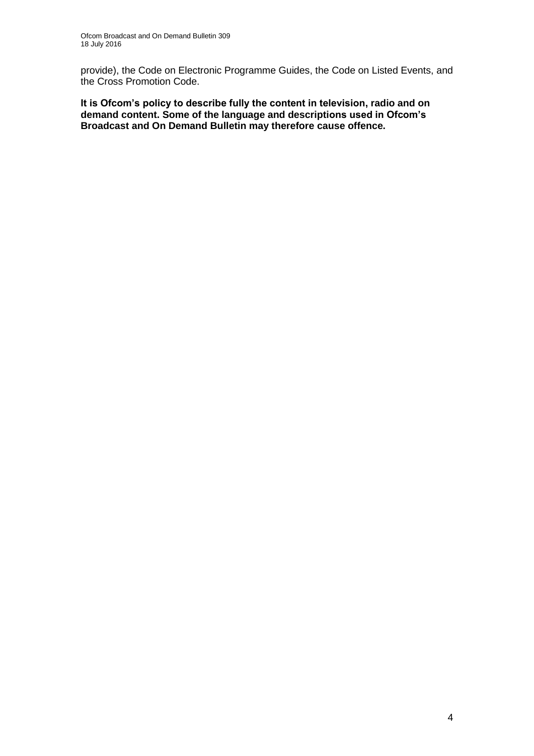provide), the Code on Electronic Programme Guides, the Code on Listed Events, and the Cross Promotion Code.

**It is Ofcom's policy to describe fully the content in television, radio and on demand content. Some of the language and descriptions used in Ofcom's Broadcast and On Demand Bulletin may therefore cause offence.**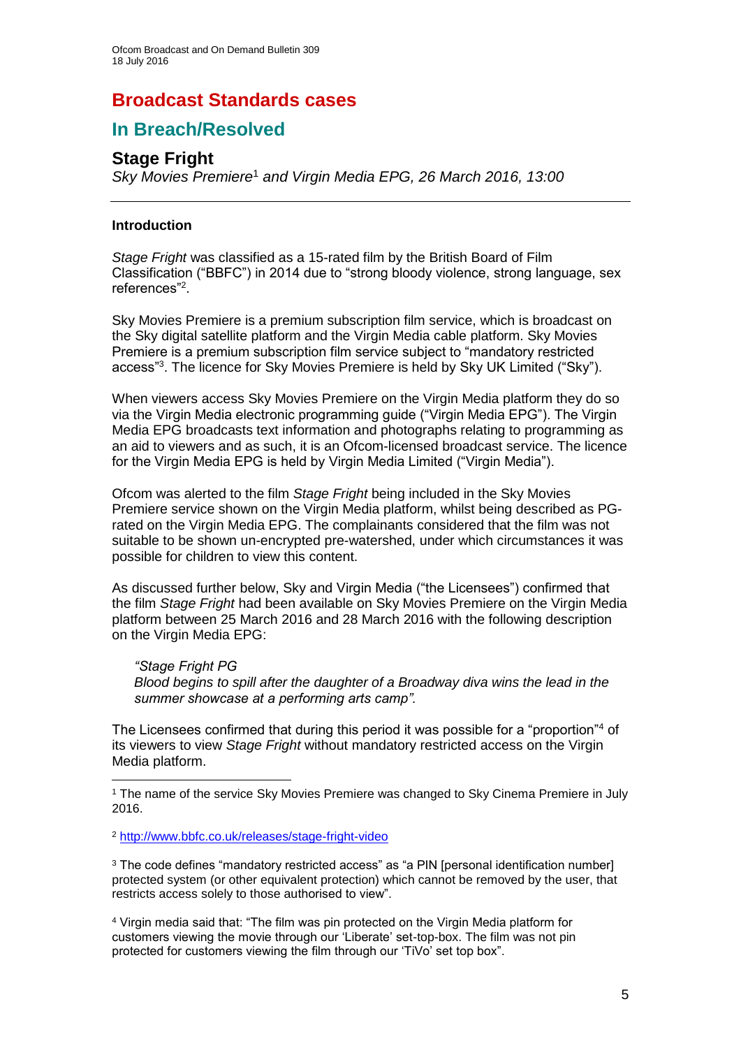# Broadcast Standards cases

## In Breach/Resolved

### Stage Fright

*Sky Movies Premiere*[1] *and Virgin Media EPG, 26 March 2016, 13:00*

---

#### Introduction

*Stage Fright* was classified as a 15-rated film by the British Board of Film Classification ("BBFC") in 2014 due to "strong bloody violence, strong language, sex references"[2].

Sky Movies Premiere is a premium subscription film service, which is broadcast on the Sky digital satellite platform and the Virgin Media cable platform. Sky Movies Premiere is a premium subscription film service subject to "mandatory restricted access"[3]. The licence for Sky Movies Premiere is held by Sky UK Limited ("Sky").

When viewers access Sky Movies Premiere on the Virgin Media platform they do so via the Virgin Media electronic programming guide ("Virgin Media EPG"). The Virgin Media EPG broadcasts text information and photographs relating to programming as an aid to viewers and as such, it is an Ofcom-licensed broadcast service. The licence for the Virgin Media EPG is held by Virgin Media Limited ("Virgin Media").

Ofcom was alerted to the film *Stage Fright* being included in the Sky Movies Premiere service shown on the Virgin Media platform, whilst being described as PG-rated on the Virgin Media EPG. The complainants considered that the film was not suitable to be shown un-encrypted pre-watershed, under which circumstances it was possible for children to view this content.

As discussed further below, Sky and Virgin Media ("the Licensees") confirmed that the film *Stage Fright* had been available on Sky Movies Premiere on the Virgin Media platform between 25 March 2016 and 28 March 2016 with the following description on the Virgin Media EPG:

> *"Stage Fright PG*
> *Blood begins to spill after the daughter of a Broadway diva wins the lead in the summer showcase at a performing arts camp".*

The Licensees confirmed that during this period it was possible for a "proportion"[4] of its viewers to view *Stage Fright* without mandatory restricted access on the Virgin Media platform.

---

[1] The name of the service Sky Movies Premiere was changed to Sky Cinema Premiere in July 2016.

[2] http://www.bbfc.co.uk/releases/stage-fright-video

[3] The code defines "mandatory restricted access" as "a PIN [personal identification number] protected system (or other equivalent protection) which cannot be removed by the user, that restricts access solely to those authorised to view".

[4] Virgin media said that: "The film was pin protected on the Virgin Media platform for customers viewing the movie through our 'Liberate' set-top-box. The film was not pin protected for customers viewing the film through our 'TiVo' set top box".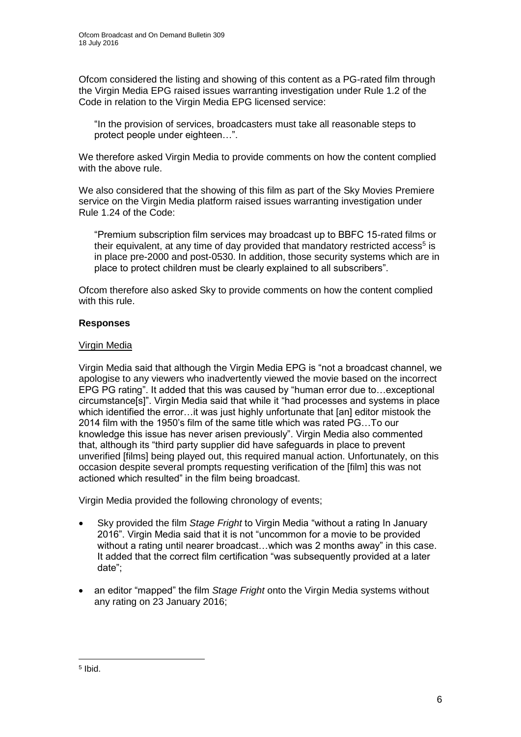Ofcom considered the listing and showing of this content as a PG-rated film through the Virgin Media EPG raised issues warranting investigation under Rule 1.2 of the Code in relation to the Virgin Media EPG licensed service:

> "In the provision of services, broadcasters must take all reasonable steps to protect people under eighteen…".

We therefore asked Virgin Media to provide comments on how the content complied with the above rule.

We also considered that the showing of this film as part of the Sky Movies Premiere service on the Virgin Media platform raised issues warranting investigation under Rule 1.24 of the Code:

> "Premium subscription film services may broadcast up to BBFC 15-rated films or their equivalent, at any time of day provided that mandatory restricted access[5] is in place pre-2000 and post-0530. In addition, those security systems which are in place to protect children must be clearly explained to all subscribers".

Ofcom therefore also asked Sky to provide comments on how the content complied with this rule.

**Responses**

Virgin Media

Virgin Media said that although the Virgin Media EPG is "not a broadcast channel, we apologise to any viewers who inadvertently viewed the movie based on the incorrect EPG PG rating". It added that this was caused by "human error due to…exceptional circumstance[s]". Virgin Media said that while it "had processes and systems in place which identified the error…it was just highly unfortunate that [an] editor mistook the 2014 film with the 1950's film of the same title which was rated PG…To our knowledge this issue has never arisen previously". Virgin Media also commented that, although its "third party supplier did have safeguards in place to prevent unverified [films] being played out, this required manual action. Unfortunately, on this occasion despite several prompts requesting verification of the [film] this was not actioned which resulted" in the film being broadcast.

Virgin Media provided the following chronology of events;

- Sky provided the film *Stage Fright* to Virgin Media "without a rating In January 2016". Virgin Media said that it is not "uncommon for a movie to be provided without a rating until nearer broadcast…which was 2 months away" in this case. It added that the correct film certification "was subsequently provided at a later date";
- an editor "mapped" the film *Stage Fright* onto the Virgin Media systems without any rating on 23 January 2016;

[5] Ibid.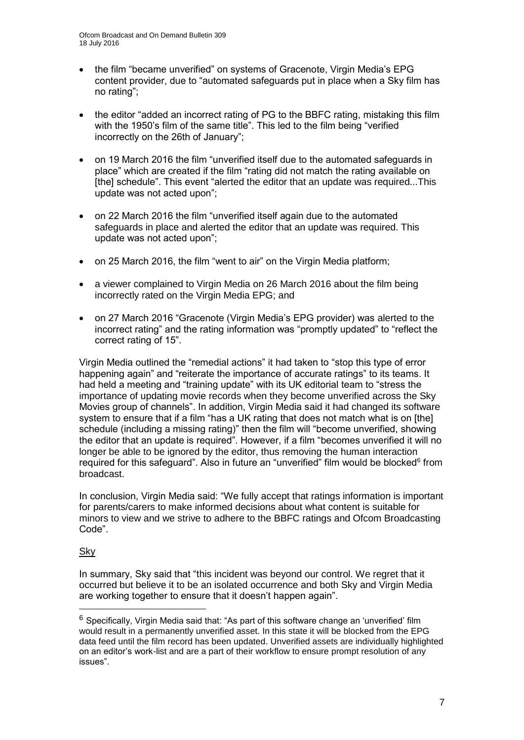- the film "became unverified" on systems of Gracenote, Virgin Media's EPG content provider, due to "automated safeguards put in place when a Sky film has no rating";

- the editor "added an incorrect rating of PG to the BBFC rating, mistaking this film with the 1950's film of the same title". This led to the film being "verified incorrectly on the 26th of January";

- on 19 March 2016 the film "unverified itself due to the automated safeguards in place" which are created if the film "rating did not match the rating available on [the] schedule". This event "alerted the editor that an update was required...This update was not acted upon";

- on 22 March 2016 the film "unverified itself again due to the automated safeguards in place and alerted the editor that an update was required. This update was not acted upon";

- on 25 March 2016, the film "went to air" on the Virgin Media platform;

- a viewer complained to Virgin Media on 26 March 2016 about the film being incorrectly rated on the Virgin Media EPG; and

- on 27 March 2016 "Gracenote (Virgin Media's EPG provider) was alerted to the incorrect rating" and the rating information was "promptly updated" to "reflect the correct rating of 15".

Virgin Media outlined the "remedial actions" it had taken to "stop this type of error happening again" and "reiterate the importance of accurate ratings" to its teams. It had held a meeting and "training update" with its UK editorial team to "stress the importance of updating movie records when they become unverified across the Sky Movies group of channels". In addition, Virgin Media said it had changed its software system to ensure that if a film "has a UK rating that does not match what is on [the] schedule (including a missing rating)" then the film will "become unverified, showing the editor that an update is required". However, if a film "becomes unverified it will no longer be able to be ignored by the editor, thus removing the human interaction required for this safeguard". Also in future an "unverified" film would be blocked[6] from broadcast.

In conclusion, Virgin Media said: "We fully accept that ratings information is important for parents/carers to make informed decisions about what content is suitable for minors to view and we strive to adhere to the BBFC ratings and Ofcom Broadcasting Code".

Sky

In summary, Sky said that "this incident was beyond our control. We regret that it occurred but believe it to be an isolated occurrence and both Sky and Virgin Media are working together to ensure that it doesn't happen again".

[6] Specifically, Virgin Media said that: "As part of this software change an 'unverified' film would result in a permanently unverified asset. In this state it will be blocked from the EPG data feed until the film record has been updated. Unverified assets are individually highlighted on an editor's work-list and are a part of their workflow to ensure prompt resolution of any issues".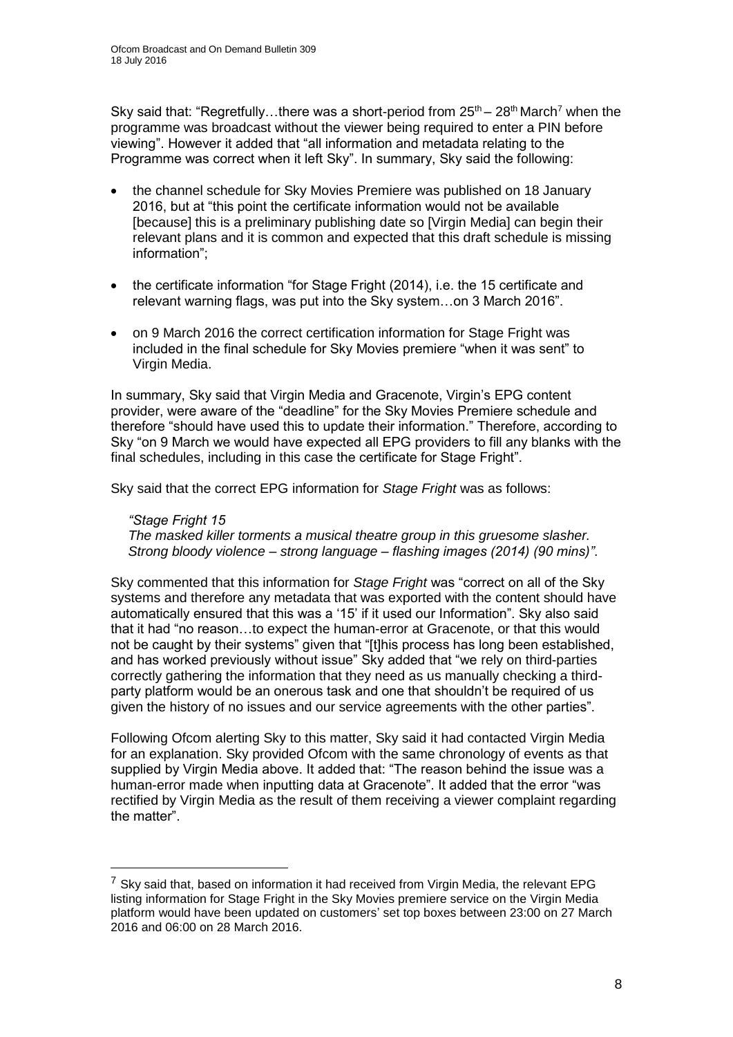Sky said that: "Regretfully…there was a short-period from 25th – 28th March[7] when the programme was broadcast without the viewer being required to enter a PIN before viewing". However it added that "all information and metadata relating to the Programme was correct when it left Sky". In summary, Sky said the following:

- the channel schedule for Sky Movies Premiere was published on 18 January 2016, but at "this point the certificate information would not be available [because] this is a preliminary publishing date so [Virgin Media] can begin their relevant plans and it is common and expected that this draft schedule is missing information";
- the certificate information "for Stage Fright (2014), i.e. the 15 certificate and relevant warning flags, was put into the Sky system…on 3 March 2016".
- on 9 March 2016 the correct certification information for Stage Fright was included in the final schedule for Sky Movies premiere "when it was sent" to Virgin Media.

In summary, Sky said that Virgin Media and Gracenote, Virgin's EPG content provider, were aware of the "deadline" for the Sky Movies Premiere schedule and therefore "should have used this to update their information." Therefore, according to Sky "on 9 March we would have expected all EPG providers to fill any blanks with the final schedules, including in this case the certificate for Stage Fright".

Sky said that the correct EPG information for *Stage Fright* was as follows:

> *"Stage Fright 15*
> *The masked killer torments a musical theatre group in this gruesome slasher. Strong bloody violence – strong language – flashing images (2014) (90 mins)"*.

Sky commented that this information for *Stage Fright* was "correct on all of the Sky systems and therefore any metadata that was exported with the content should have automatically ensured that this was a '15' if it used our Information". Sky also said that it had "no reason…to expect the human-error at Gracenote, or that this would not be caught by their systems" given that "[t]his process has long been established, and has worked previously without issue" Sky added that "we rely on third-parties correctly gathering the information that they need as us manually checking a third-party platform would be an onerous task and one that shouldn't be required of us given the history of no issues and our service agreements with the other parties".

Following Ofcom alerting Sky to this matter, Sky said it had contacted Virgin Media for an explanation. Sky provided Ofcom with the same chronology of events as that supplied by Virgin Media above. It added that: "The reason behind the issue was a human-error made when inputting data at Gracenote". It added that the error "was rectified by Virgin Media as the result of them receiving a viewer complaint regarding the matter".

---

[7] Sky said that, based on information it had received from Virgin Media, the relevant EPG listing information for Stage Fright in the Sky Movies premiere service on the Virgin Media platform would have been updated on customers' set top boxes between 23:00 on 27 March 2016 and 06:00 on 28 March 2016.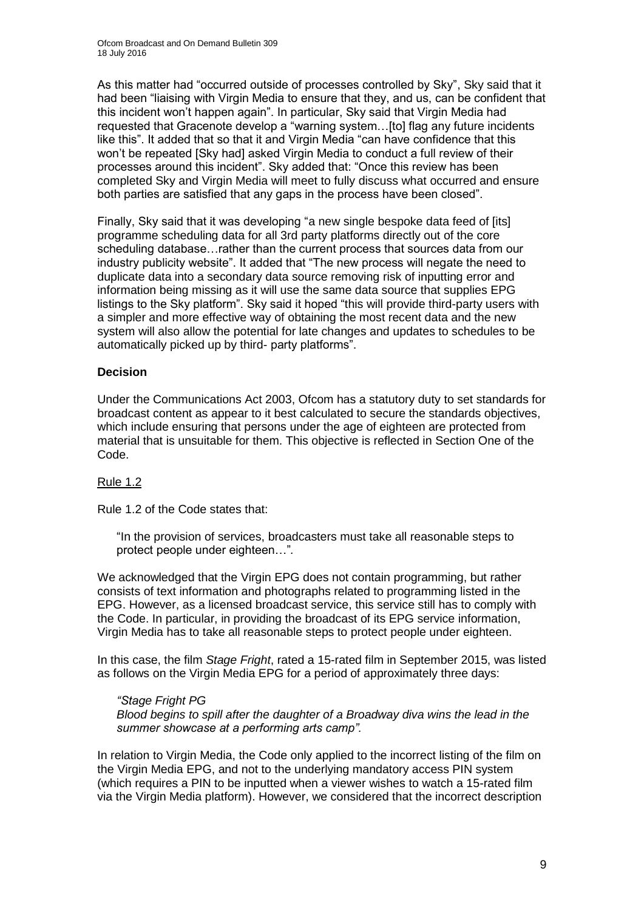As this matter had "occurred outside of processes controlled by Sky", Sky said that it had been "liaising with Virgin Media to ensure that they, and us, can be confident that this incident won't happen again". In particular, Sky said that Virgin Media had requested that Gracenote develop a "warning system…[to] flag any future incidents like this". It added that so that it and Virgin Media "can have confidence that this won't be repeated [Sky had] asked Virgin Media to conduct a full review of their processes around this incident". Sky added that: "Once this review has been completed Sky and Virgin Media will meet to fully discuss what occurred and ensure both parties are satisfied that any gaps in the process have been closed".

Finally, Sky said that it was developing "a new single bespoke data feed of [its] programme scheduling data for all 3rd party platforms directly out of the core scheduling database…rather than the current process that sources data from our industry publicity website". It added that "The new process will negate the need to duplicate data into a secondary data source removing risk of inputting error and information being missing as it will use the same data source that supplies EPG listings to the Sky platform". Sky said it hoped "this will provide third-party users with a simpler and more effective way of obtaining the most recent data and the new system will also allow the potential for late changes and updates to schedules to be automatically picked up by third- party platforms".

**Decision**

Under the Communications Act 2003, Ofcom has a statutory duty to set standards for broadcast content as appear to it best calculated to secure the standards objectives, which include ensuring that persons under the age of eighteen are protected from material that is unsuitable for them. This objective is reflected in Section One of the Code.

Rule 1.2

Rule 1.2 of the Code states that:

> "In the provision of services, broadcasters must take all reasonable steps to protect people under eighteen…".

We acknowledged that the Virgin EPG does not contain programming, but rather consists of text information and photographs related to programming listed in the EPG. However, as a licensed broadcast service, this service still has to comply with the Code. In particular, in providing the broadcast of its EPG service information, Virgin Media has to take all reasonable steps to protect people under eighteen.

In this case, the film *Stage Fright*, rated a 15-rated film in September 2015, was listed as follows on the Virgin Media EPG for a period of approximately three days:

> *"Stage Fright PG*
> *Blood begins to spill after the daughter of a Broadway diva wins the lead in the summer showcase at a performing arts camp".*

In relation to Virgin Media, the Code only applied to the incorrect listing of the film on the Virgin Media EPG, and not to the underlying mandatory access PIN system (which requires a PIN to be inputted when a viewer wishes to watch a 15-rated film via the Virgin Media platform). However, we considered that the incorrect description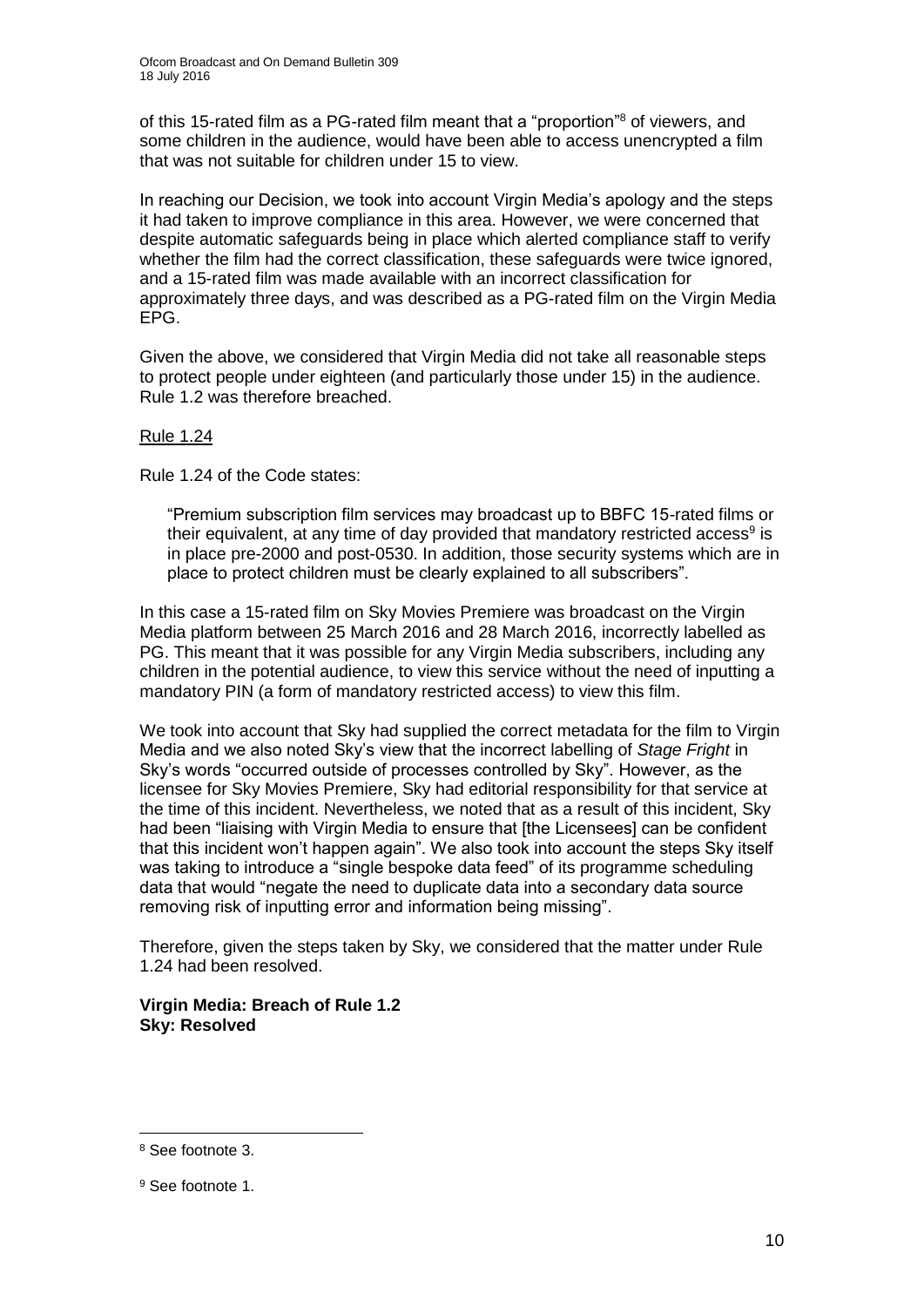of this 15-rated film as a PG-rated film meant that a "proportion"[8] of viewers, and some children in the audience, would have been able to access unencrypted a film that was not suitable for children under 15 to view.

In reaching our Decision, we took into account Virgin Media's apology and the steps it had taken to improve compliance in this area. However, we were concerned that despite automatic safeguards being in place which alerted compliance staff to verify whether the film had the correct classification, these safeguards were twice ignored, and a 15-rated film was made available with an incorrect classification for approximately three days, and was described as a PG-rated film on the Virgin Media EPG.

Given the above, we considered that Virgin Media did not take all reasonable steps to protect people under eighteen (and particularly those under 15) in the audience. Rule 1.2 was therefore breached.

Rule 1.24

Rule 1.24 of the Code states:

> "Premium subscription film services may broadcast up to BBFC 15-rated films or their equivalent, at any time of day provided that mandatory restricted access[9] is in place pre-2000 and post-0530. In addition, those security systems which are in place to protect children must be clearly explained to all subscribers".

In this case a 15-rated film on Sky Movies Premiere was broadcast on the Virgin Media platform between 25 March 2016 and 28 March 2016, incorrectly labelled as PG. This meant that it was possible for any Virgin Media subscribers, including any children in the potential audience, to view this service without the need of inputting a mandatory PIN (a form of mandatory restricted access) to view this film.

We took into account that Sky had supplied the correct metadata for the film to Virgin Media and we also noted Sky's view that the incorrect labelling of *Stage Fright* in Sky's words "occurred outside of processes controlled by Sky". However, as the licensee for Sky Movies Premiere, Sky had editorial responsibility for that service at the time of this incident. Nevertheless, we noted that as a result of this incident, Sky had been "liaising with Virgin Media to ensure that [the Licensees] can be confident that this incident won't happen again". We also took into account the steps Sky itself was taking to introduce a "single bespoke data feed" of its programme scheduling data that would "negate the need to duplicate data into a secondary data source removing risk of inputting error and information being missing".

Therefore, given the steps taken by Sky, we considered that the matter under Rule 1.24 had been resolved.

**Virgin Media: Breach of Rule 1.2**
**Sky: Resolved**

---

[8] See footnote 3.

[9] See footnote 1.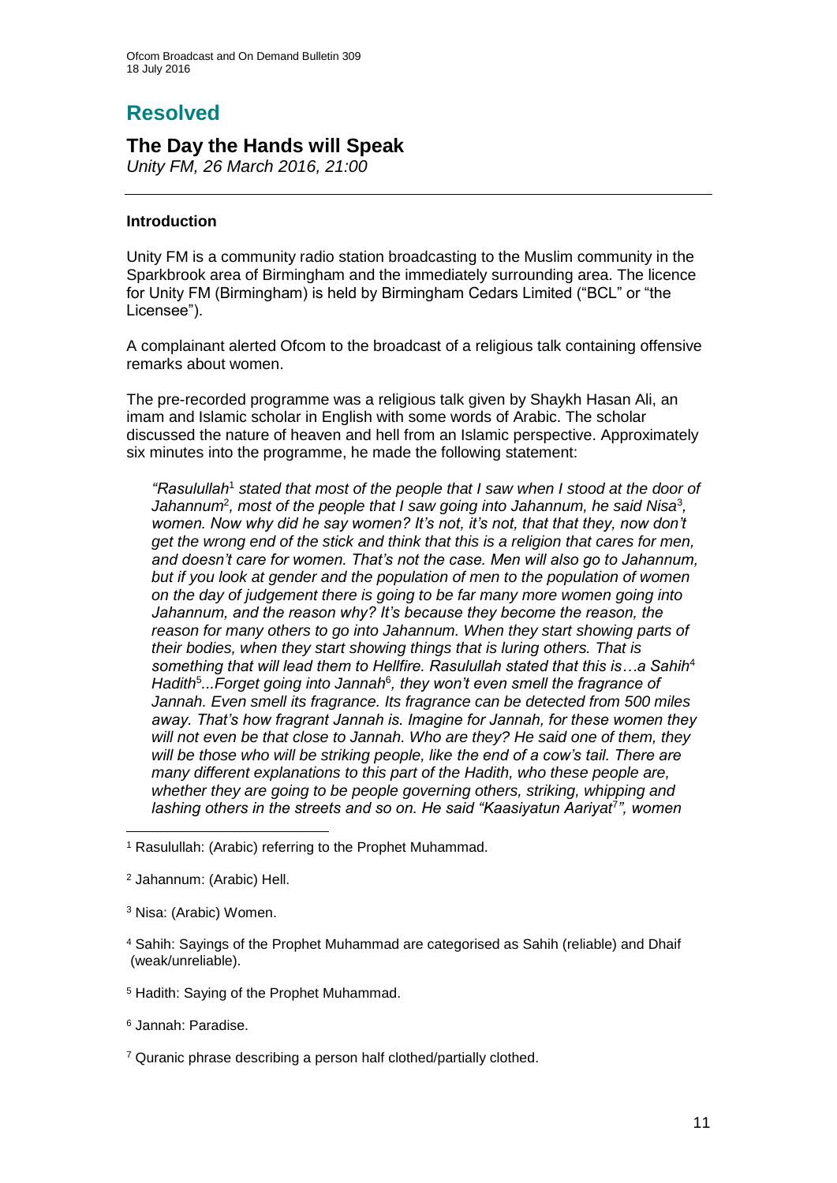# Resolved

## The Day the Hands will Speak

*Unity FM, 26 March 2016, 21:00*

### Introduction

Unity FM is a community radio station broadcasting to the Muslim community in the Sparkbrook area of Birmingham and the immediately surrounding area. The licence for Unity FM (Birmingham) is held by Birmingham Cedars Limited ("BCL" or "the Licensee").

A complainant alerted Ofcom to the broadcast of a religious talk containing offensive remarks about women.

The pre-recorded programme was a religious talk given by Shaykh Hasan Ali, an imam and Islamic scholar in English with some words of Arabic. The scholar discussed the nature of heaven and hell from an Islamic perspective. Approximately six minutes into the programme, he made the following statement:

> *"Rasulullah[1] stated that most of the people that I saw when I stood at the door of Jahannum[2], most of the people that I saw going into Jahannum, he said Nisa[3], women. Now why did he say women? It's not, it's not, that that they, now don't get the wrong end of the stick and think that this is a religion that cares for men, and doesn't care for women. That's not the case. Men will also go to Jahannum, but if you look at gender and the population of men to the population of women on the day of judgement there is going to be far many more women going into Jahannum, and the reason why? It's because they become the reason, the reason for many others to go into Jahannum. When they start showing parts of their bodies, when they start showing things that is luring others. That is something that will lead them to Hellfire. Rasulullah stated that this is…a Sahih[4] Hadith[5]...Forget going into Jannah[6], they won't even smell the fragrance of Jannah. Even smell its fragrance. Its fragrance can be detected from 500 miles away. That's how fragrant Jannah is. Imagine for Jannah, for these women they will not even be that close to Jannah. Who are they? He said one of them, they will be those who will be striking people, like the end of a cow's tail. There are many different explanations to this part of the Hadith, who these people are, whether they are going to be people governing others, striking, whipping and lashing others in the streets and so on. He said "Kaasiyatun Aariyat[7]", women*

---

[1] Rasulullah: (Arabic) referring to the Prophet Muhammad.

[2] Jahannum: (Arabic) Hell.

[3] Nisa: (Arabic) Women.

[4] Sahih: Sayings of the Prophet Muhammad are categorised as Sahih (reliable) and Dhaif (weak/unreliable).

[5] Hadith: Saying of the Prophet Muhammad.

[6] Jannah: Paradise.

[7] Quranic phrase describing a person half clothed/partially clothed.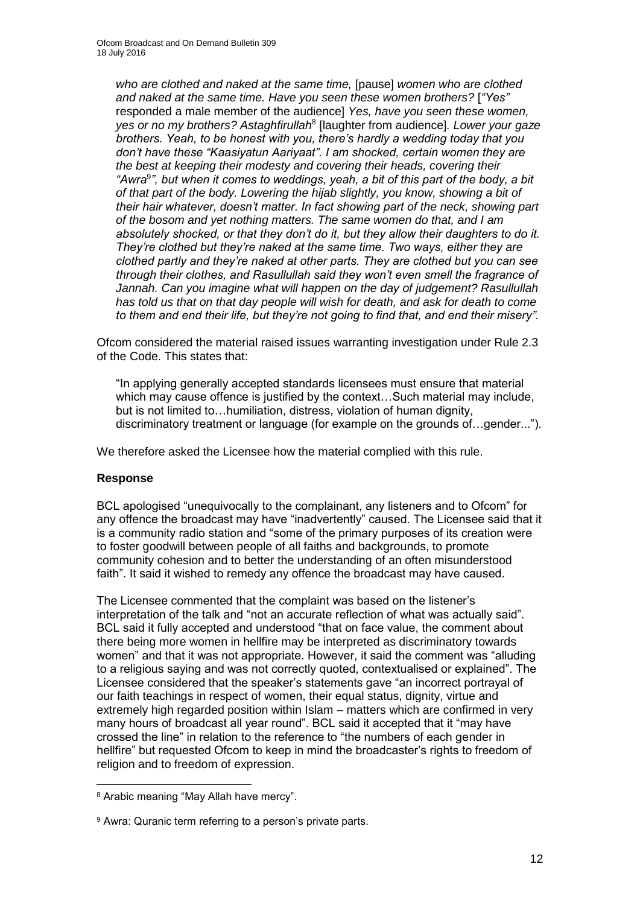*who are clothed and naked at the same time,* [pause] *women who are clothed and naked at the same time. Have you seen these women brothers?* [*"Yes"* responded a male member of the audience] *Yes, have you seen these women, yes or no my brothers? Astaghfirullah*[8] [laughter from audience]. *Lower your gaze brothers. Yeah, to be honest with you, there's hardly a wedding today that you don't have these "Kaasiyatun Aariyaat". I am shocked, certain women they are the best at keeping their modesty and covering their heads, covering their "Awra*[9]*", but when it comes to weddings, yeah, a bit of this part of the body, a bit of that part of the body. Lowering the hijab slightly, you know, showing a bit of their hair whatever, doesn't matter. In fact showing part of the neck, showing part of the bosom and yet nothing matters. The same women do that, and I am absolutely shocked, or that they don't do it, but they allow their daughters to do it. They're clothed but they're naked at the same time. Two ways, either they are clothed partly and they're naked at other parts. They are clothed but you can see through their clothes, and Rasullullah said they won't even smell the fragrance of Jannah. Can you imagine what will happen on the day of judgement? Rasullullah has told us that on that day people will wish for death, and ask for death to come to them and end their life, but they're not going to find that, and end their misery".*

Ofcom considered the material raised issues warranting investigation under Rule 2.3 of the Code. This states that:

"In applying generally accepted standards licensees must ensure that material which may cause offence is justified by the context…Such material may include, but is not limited to…humiliation, distress, violation of human dignity, discriminatory treatment or language (for example on the grounds of…gender...").

We therefore asked the Licensee how the material complied with this rule.

**Response**

BCL apologised "unequivocally to the complainant, any listeners and to Ofcom" for any offence the broadcast may have "inadvertently" caused. The Licensee said that it is a community radio station and "some of the primary purposes of its creation were to foster goodwill between people of all faiths and backgrounds, to promote community cohesion and to better the understanding of an often misunderstood faith". It said it wished to remedy any offence the broadcast may have caused.

The Licensee commented that the complaint was based on the listener's interpretation of the talk and "not an accurate reflection of what was actually said". BCL said it fully accepted and understood "that on face value, the comment about there being more women in hellfire may be interpreted as discriminatory towards women" and that it was not appropriate. However, it said the comment was "alluding to a religious saying and was not correctly quoted, contextualised or explained". The Licensee considered that the speaker's statements gave "an incorrect portrayal of our faith teachings in respect of women, their equal status, dignity, virtue and extremely high regarded position within Islam – matters which are confirmed in very many hours of broadcast all year round". BCL said it accepted that it "may have crossed the line" in relation to the reference to "the numbers of each gender in hellfire" but requested Ofcom to keep in mind the broadcaster's rights to freedom of religion and to freedom of expression.

[8] Arabic meaning "May Allah have mercy".

[9] Awra: Quranic term referring to a person's private parts.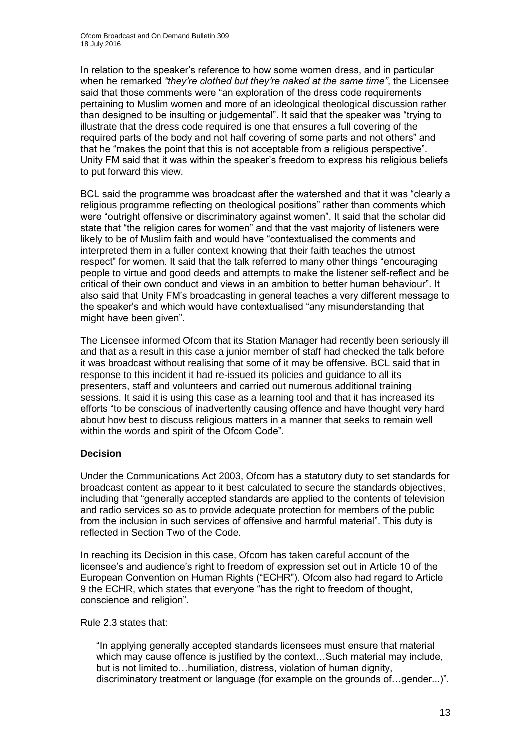In relation to the speaker's reference to how some women dress, and in particular when he remarked *"they're clothed but they're naked at the same time"*, the Licensee said that those comments were "an exploration of the dress code requirements pertaining to Muslim women and more of an ideological theological discussion rather than designed to be insulting or judgemental". It said that the speaker was "trying to illustrate that the dress code required is one that ensures a full covering of the required parts of the body and not half covering of some parts and not others" and that he "makes the point that this is not acceptable from a religious perspective". Unity FM said that it was within the speaker's freedom to express his religious beliefs to put forward this view.

BCL said the programme was broadcast after the watershed and that it was "clearly a religious programme reflecting on theological positions" rather than comments which were "outright offensive or discriminatory against women". It said that the scholar did state that "the religion cares for women" and that the vast majority of listeners were likely to be of Muslim faith and would have "contextualised the comments and interpreted them in a fuller context knowing that their faith teaches the utmost respect" for women. It said that the talk referred to many other things "encouraging people to virtue and good deeds and attempts to make the listener self-reflect and be critical of their own conduct and views in an ambition to better human behaviour". It also said that Unity FM's broadcasting in general teaches a very different message to the speaker's and which would have contextualised "any misunderstanding that might have been given".

The Licensee informed Ofcom that its Station Manager had recently been seriously ill and that as a result in this case a junior member of staff had checked the talk before it was broadcast without realising that some of it may be offensive. BCL said that in response to this incident it had re-issued its policies and guidance to all its presenters, staff and volunteers and carried out numerous additional training sessions. It said it is using this case as a learning tool and that it has increased its efforts "to be conscious of inadvertently causing offence and have thought very hard about how best to discuss religious matters in a manner that seeks to remain well within the words and spirit of the Ofcom Code".

## Decision

Under the Communications Act 2003, Ofcom has a statutory duty to set standards for broadcast content as appear to it best calculated to secure the standards objectives, including that "generally accepted standards are applied to the contents of television and radio services so as to provide adequate protection for members of the public from the inclusion in such services of offensive and harmful material". This duty is reflected in Section Two of the Code.

In reaching its Decision in this case, Ofcom has taken careful account of the licensee's and audience's right to freedom of expression set out in Article 10 of the European Convention on Human Rights ("ECHR"). Ofcom also had regard to Article 9 the ECHR, which states that everyone "has the right to freedom of thought, conscience and religion".

Rule 2.3 states that:

> "In applying generally accepted standards licensees must ensure that material which may cause offence is justified by the context…Such material may include, but is not limited to…humiliation, distress, violation of human dignity, discriminatory treatment or language (for example on the grounds of…gender...)".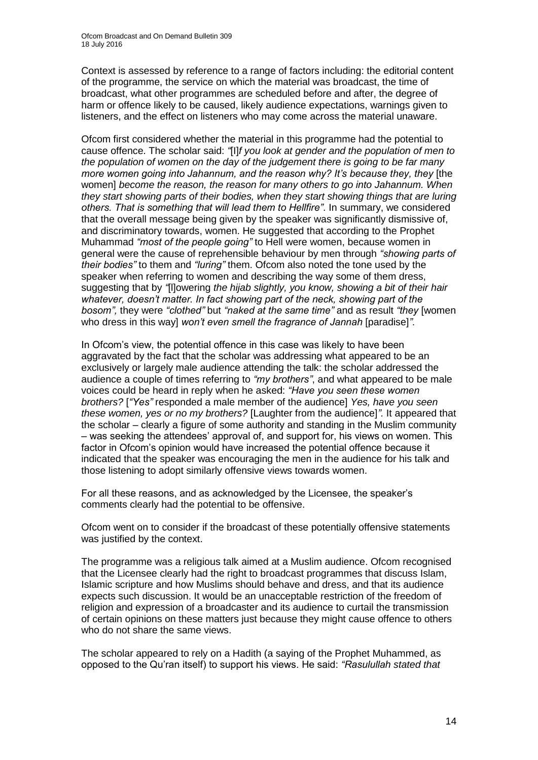Context is assessed by reference to a range of factors including: the editorial content of the programme, the service on which the material was broadcast, the time of broadcast, what other programmes are scheduled before and after, the degree of harm or offence likely to be caused, likely audience expectations, warnings given to listeners, and the effect on listeners who may come across the material unaware.

Ofcom first considered whether the material in this programme had the potential to cause offence. The scholar said: *"*[I]*f you look at gender and the population of men to the population of women on the day of the judgement there is going to be far many more women going into Jahannum, and the reason why? It's because they, they* [the women] *become the reason, the reason for many others to go into Jahannum. When they start showing parts of their bodies, when they start showing things that are luring others. That is something that will lead them to Hellfire"*. In summary, we considered that the overall message being given by the speaker was significantly dismissive of, and discriminatory towards, women. He suggested that according to the Prophet Muhammad *"most of the people going"* to Hell were women, because women in general were the cause of reprehensible behaviour by men through *"showing parts of their bodies"* to them and *"luring"* them. Ofcom also noted the tone used by the speaker when referring to women and describing the way some of them dress, suggesting that by *"*[l]owering *the hijab slightly, you know, showing a bit of their hair whatever, doesn't matter. In fact showing part of the neck, showing part of the bosom",* they were *"clothed"* but *"naked at the same time"* and as result *"they* [women who dress in this way] *won't even smell the fragrance of Jannah* [paradise]*"*.

In Ofcom's view, the potential offence in this case was likely to have been aggravated by the fact that the scholar was addressing what appeared to be an exclusively or largely male audience attending the talk: the scholar addressed the audience a couple of times referring to *"my brothers"*, and what appeared to be male voices could be heard in reply when he asked: *"Have you seen these women brothers?* [*"Yes"* responded a male member of the audience] *Yes, have you seen these women, yes or no my brothers?* [Laughter from the audience]*"*. It appeared that the scholar – clearly a figure of some authority and standing in the Muslim community – was seeking the attendees' approval of, and support for, his views on women. This factor in Ofcom's opinion would have increased the potential offence because it indicated that the speaker was encouraging the men in the audience for his talk and those listening to adopt similarly offensive views towards women.

For all these reasons, and as acknowledged by the Licensee, the speaker's comments clearly had the potential to be offensive.

Ofcom went on to consider if the broadcast of these potentially offensive statements was justified by the context.

The programme was a religious talk aimed at a Muslim audience. Ofcom recognised that the Licensee clearly had the right to broadcast programmes that discuss Islam, Islamic scripture and how Muslims should behave and dress, and that its audience expects such discussion. It would be an unacceptable restriction of the freedom of religion and expression of a broadcaster and its audience to curtail the transmission of certain opinions on these matters just because they might cause offence to others who do not share the same views.

The scholar appeared to rely on a Hadith (a saying of the Prophet Muhammed, as opposed to the Qu'ran itself) to support his views. He said: *"Rasulullah stated that*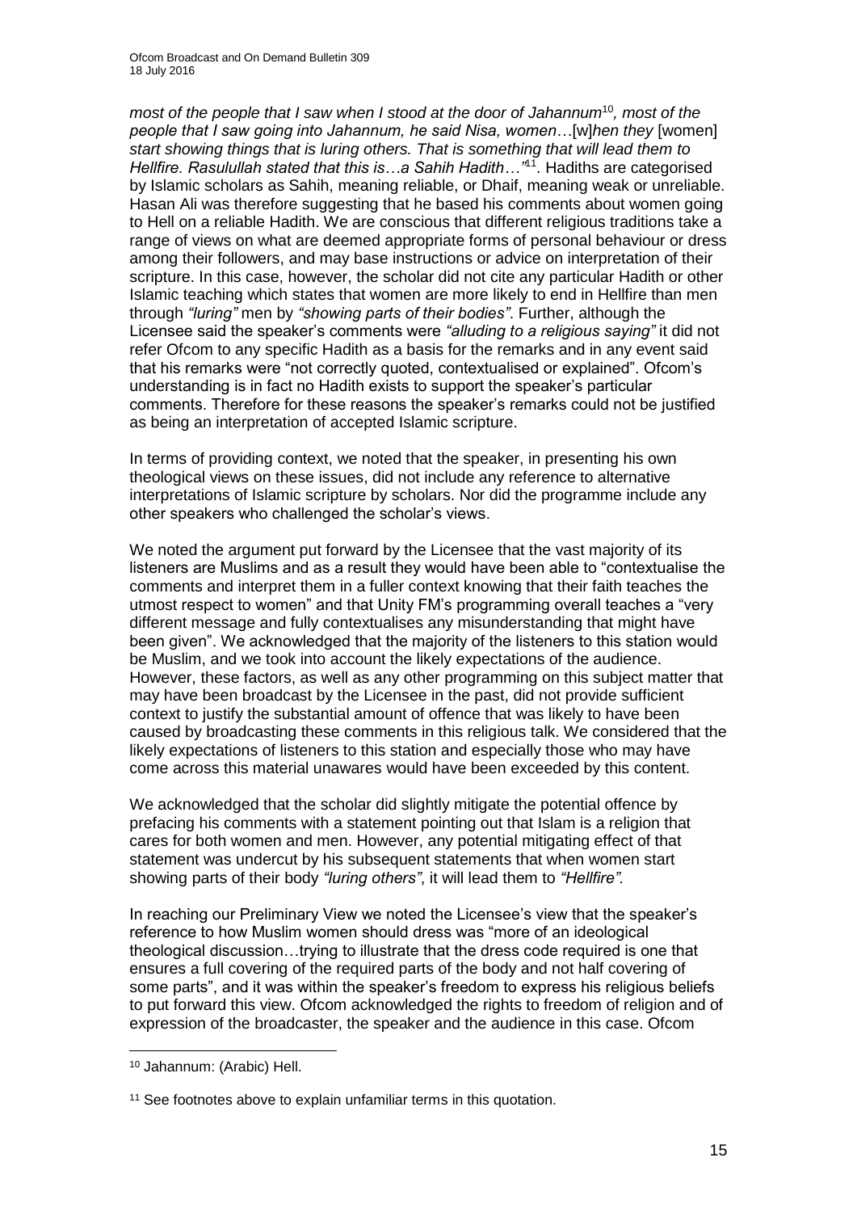*most of the people that I saw when I stood at the door of Jahannum*[10]*, most of the people that I saw going into Jahannum, he said Nisa, women*…[w]*hen they* [women] *start showing things that is luring others. That is something that will lead them to Hellfire. Rasulullah stated that this is…a Sahih Hadith…"*[11]. Hadiths are categorised by Islamic scholars as Sahih, meaning reliable, or Dhaif, meaning weak or unreliable. Hasan Ali was therefore suggesting that he based his comments about women going to Hell on a reliable Hadith. We are conscious that different religious traditions take a range of views on what are deemed appropriate forms of personal behaviour or dress among their followers, and may base instructions or advice on interpretation of their scripture. In this case, however, the scholar did not cite any particular Hadith or other Islamic teaching which states that women are more likely to end in Hellfire than men through *"luring"* men by *"showing parts of their bodies"*. Further, although the Licensee said the speaker's comments were *"alluding to a religious saying"* it did not refer Ofcom to any specific Hadith as a basis for the remarks and in any event said that his remarks were "not correctly quoted, contextualised or explained". Ofcom's understanding is in fact no Hadith exists to support the speaker's particular comments. Therefore for these reasons the speaker's remarks could not be justified as being an interpretation of accepted Islamic scripture.

In terms of providing context, we noted that the speaker, in presenting his own theological views on these issues, did not include any reference to alternative interpretations of Islamic scripture by scholars. Nor did the programme include any other speakers who challenged the scholar's views.

We noted the argument put forward by the Licensee that the vast majority of its listeners are Muslims and as a result they would have been able to "contextualise the comments and interpret them in a fuller context knowing that their faith teaches the utmost respect to women" and that Unity FM's programming overall teaches a "very different message and fully contextualises any misunderstanding that might have been given". We acknowledged that the majority of the listeners to this station would be Muslim, and we took into account the likely expectations of the audience. However, these factors, as well as any other programming on this subject matter that may have been broadcast by the Licensee in the past, did not provide sufficient context to justify the substantial amount of offence that was likely to have been caused by broadcasting these comments in this religious talk. We considered that the likely expectations of listeners to this station and especially those who may have come across this material unawares would have been exceeded by this content.

We acknowledged that the scholar did slightly mitigate the potential offence by prefacing his comments with a statement pointing out that Islam is a religion that cares for both women and men. However, any potential mitigating effect of that statement was undercut by his subsequent statements that when women start showing parts of their body *"luring others"*, it will lead them to *"Hellfire"*.

In reaching our Preliminary View we noted the Licensee's view that the speaker's reference to how Muslim women should dress was "more of an ideological theological discussion…trying to illustrate that the dress code required is one that ensures a full covering of the required parts of the body and not half covering of some parts", and it was within the speaker's freedom to express his religious beliefs to put forward this view. Ofcom acknowledged the rights to freedom of religion and of expression of the broadcaster, the speaker and the audience in this case. Ofcom

---

[10] Jahannum: (Arabic) Hell.

[11] See footnotes above to explain unfamiliar terms in this quotation.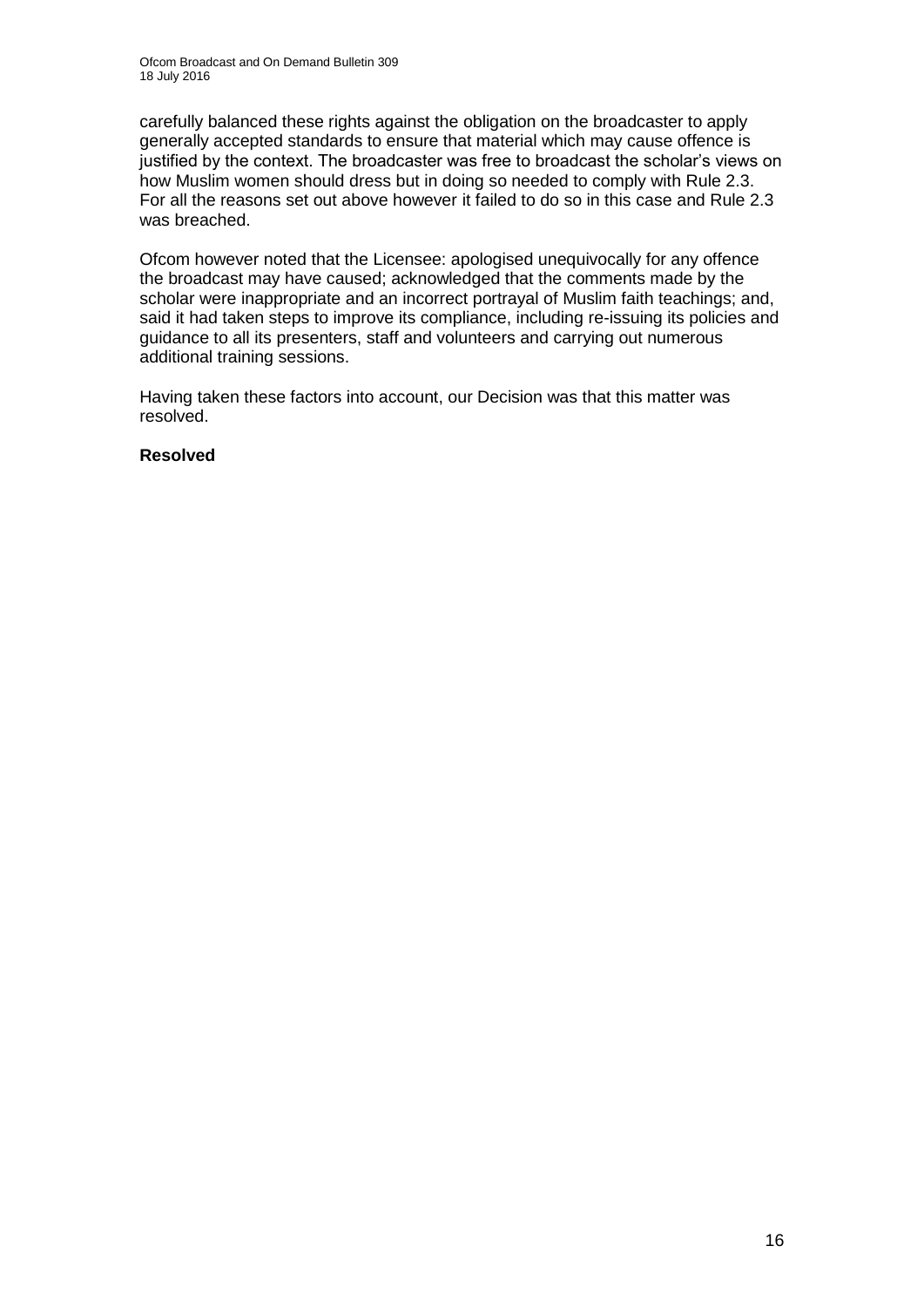carefully balanced these rights against the obligation on the broadcaster to apply generally accepted standards to ensure that material which may cause offence is justified by the context. The broadcaster was free to broadcast the scholar's views on how Muslim women should dress but in doing so needed to comply with Rule 2.3. For all the reasons set out above however it failed to do so in this case and Rule 2.3 was breached.

Ofcom however noted that the Licensee: apologised unequivocally for any offence the broadcast may have caused; acknowledged that the comments made by the scholar were inappropriate and an incorrect portrayal of Muslim faith teachings; and, said it had taken steps to improve its compliance, including re-issuing its policies and guidance to all its presenters, staff and volunteers and carrying out numerous additional training sessions.

Having taken these factors into account, our Decision was that this matter was resolved.

**Resolved**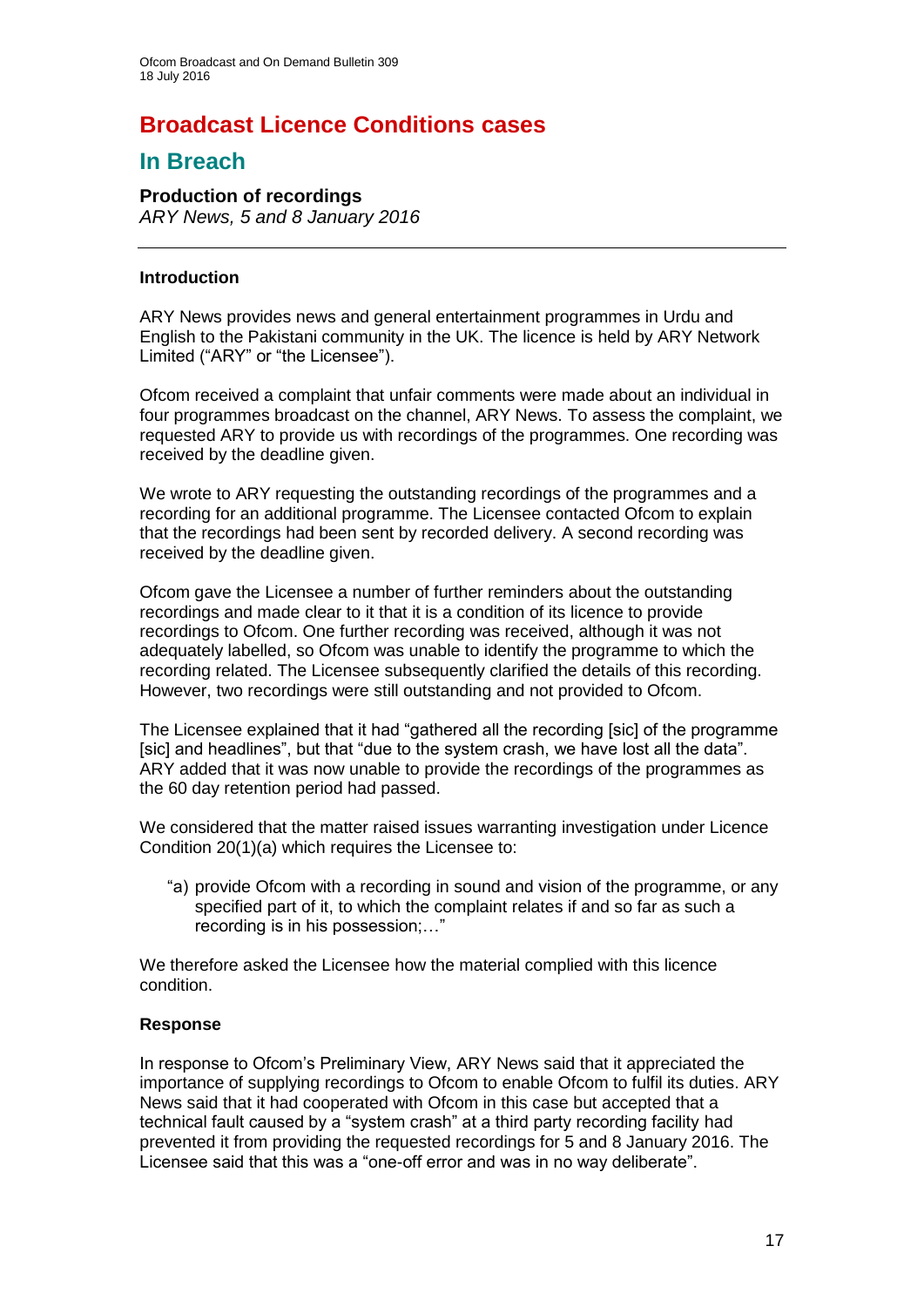# Broadcast Licence Conditions cases

## In Breach

### Production of recordings

*ARY News, 5 and 8 January 2016*

---

#### Introduction

ARY News provides news and general entertainment programmes in Urdu and English to the Pakistani community in the UK. The licence is held by ARY Network Limited ("ARY" or "the Licensee").

Ofcom received a complaint that unfair comments were made about an individual in four programmes broadcast on the channel, ARY News. To assess the complaint, we requested ARY to provide us with recordings of the programmes. One recording was received by the deadline given.

We wrote to ARY requesting the outstanding recordings of the programmes and a recording for an additional programme. The Licensee contacted Ofcom to explain that the recordings had been sent by recorded delivery. A second recording was received by the deadline given.

Ofcom gave the Licensee a number of further reminders about the outstanding recordings and made clear to it that it is a condition of its licence to provide recordings to Ofcom. One further recording was received, although it was not adequately labelled, so Ofcom was unable to identify the programme to which the recording related. The Licensee subsequently clarified the details of this recording. However, two recordings were still outstanding and not provided to Ofcom.

The Licensee explained that it had "gathered all the recording [sic] of the programme [sic] and headlines", but that "due to the system crash, we have lost all the data". ARY added that it was now unable to provide the recordings of the programmes as the 60 day retention period had passed.

We considered that the matter raised issues warranting investigation under Licence Condition 20(1)(a) which requires the Licensee to:

> "a) provide Ofcom with a recording in sound and vision of the programme, or any specified part of it, to which the complaint relates if and so far as such a recording is in his possession;…"

We therefore asked the Licensee how the material complied with this licence condition.

#### Response

In response to Ofcom's Preliminary View, ARY News said that it appreciated the importance of supplying recordings to Ofcom to enable Ofcom to fulfil its duties. ARY News said that it had cooperated with Ofcom in this case but accepted that a technical fault caused by a "system crash" at a third party recording facility had prevented it from providing the requested recordings for 5 and 8 January 2016. The Licensee said that this was a "one-off error and was in no way deliberate".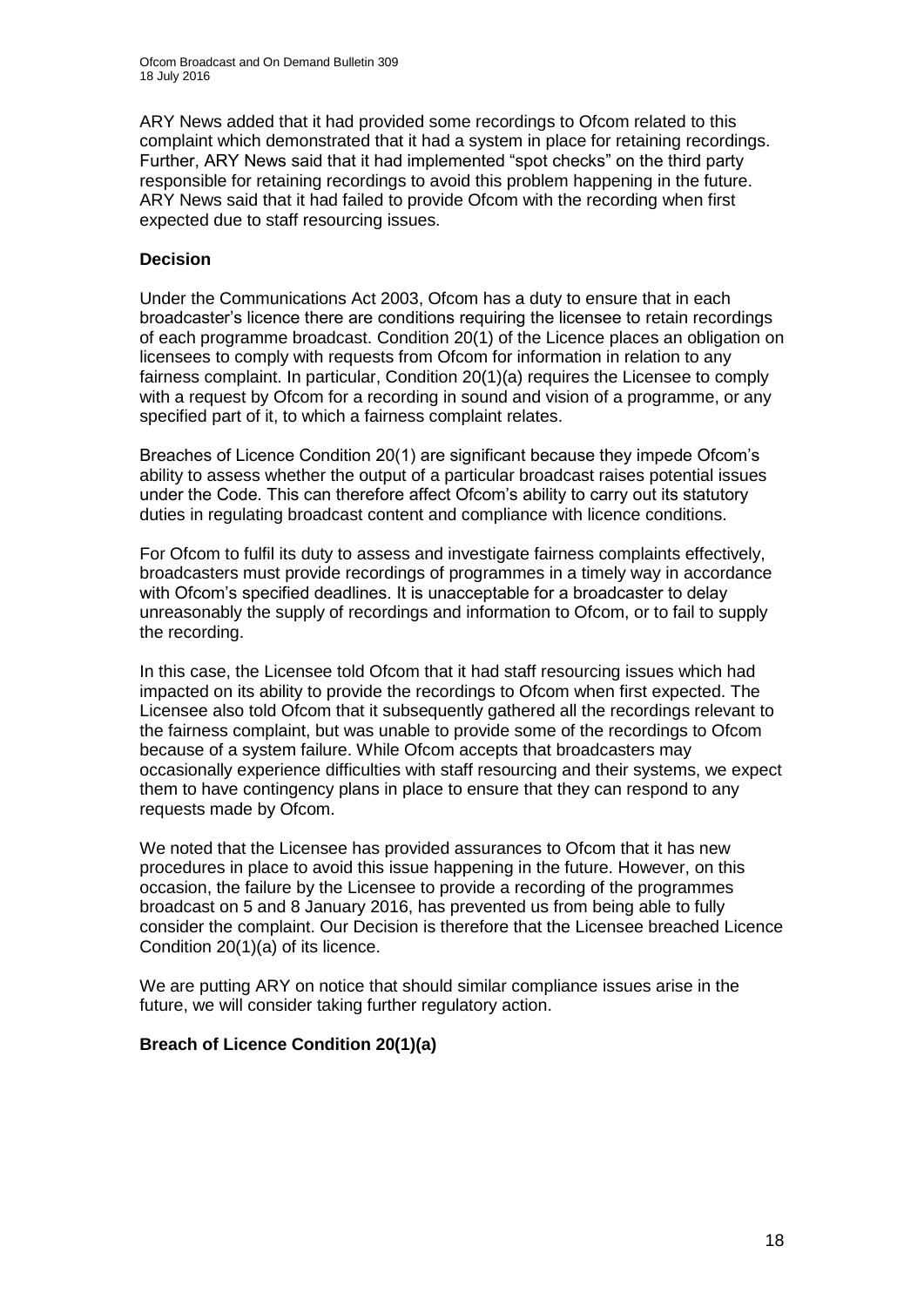ARY News added that it had provided some recordings to Ofcom related to this complaint which demonstrated that it had a system in place for retaining recordings. Further, ARY News said that it had implemented "spot checks" on the third party responsible for retaining recordings to avoid this problem happening in the future. ARY News said that it had failed to provide Ofcom with the recording when first expected due to staff resourcing issues.

**Decision**

Under the Communications Act 2003, Ofcom has a duty to ensure that in each broadcaster's licence there are conditions requiring the licensee to retain recordings of each programme broadcast. Condition 20(1) of the Licence places an obligation on licensees to comply with requests from Ofcom for information in relation to any fairness complaint. In particular, Condition 20(1)(a) requires the Licensee to comply with a request by Ofcom for a recording in sound and vision of a programme, or any specified part of it, to which a fairness complaint relates.

Breaches of Licence Condition 20(1) are significant because they impede Ofcom's ability to assess whether the output of a particular broadcast raises potential issues under the Code. This can therefore affect Ofcom's ability to carry out its statutory duties in regulating broadcast content and compliance with licence conditions.

For Ofcom to fulfil its duty to assess and investigate fairness complaints effectively, broadcasters must provide recordings of programmes in a timely way in accordance with Ofcom's specified deadlines. It is unacceptable for a broadcaster to delay unreasonably the supply of recordings and information to Ofcom, or to fail to supply the recording.

In this case, the Licensee told Ofcom that it had staff resourcing issues which had impacted on its ability to provide the recordings to Ofcom when first expected. The Licensee also told Ofcom that it subsequently gathered all the recordings relevant to the fairness complaint, but was unable to provide some of the recordings to Ofcom because of a system failure. While Ofcom accepts that broadcasters may occasionally experience difficulties with staff resourcing and their systems, we expect them to have contingency plans in place to ensure that they can respond to any requests made by Ofcom.

We noted that the Licensee has provided assurances to Ofcom that it has new procedures in place to avoid this issue happening in the future. However, on this occasion, the failure by the Licensee to provide a recording of the programmes broadcast on 5 and 8 January 2016, has prevented us from being able to fully consider the complaint. Our Decision is therefore that the Licensee breached Licence Condition 20(1)(a) of its licence.

We are putting ARY on notice that should similar compliance issues arise in the future, we will consider taking further regulatory action.

**Breach of Licence Condition 20(1)(a)**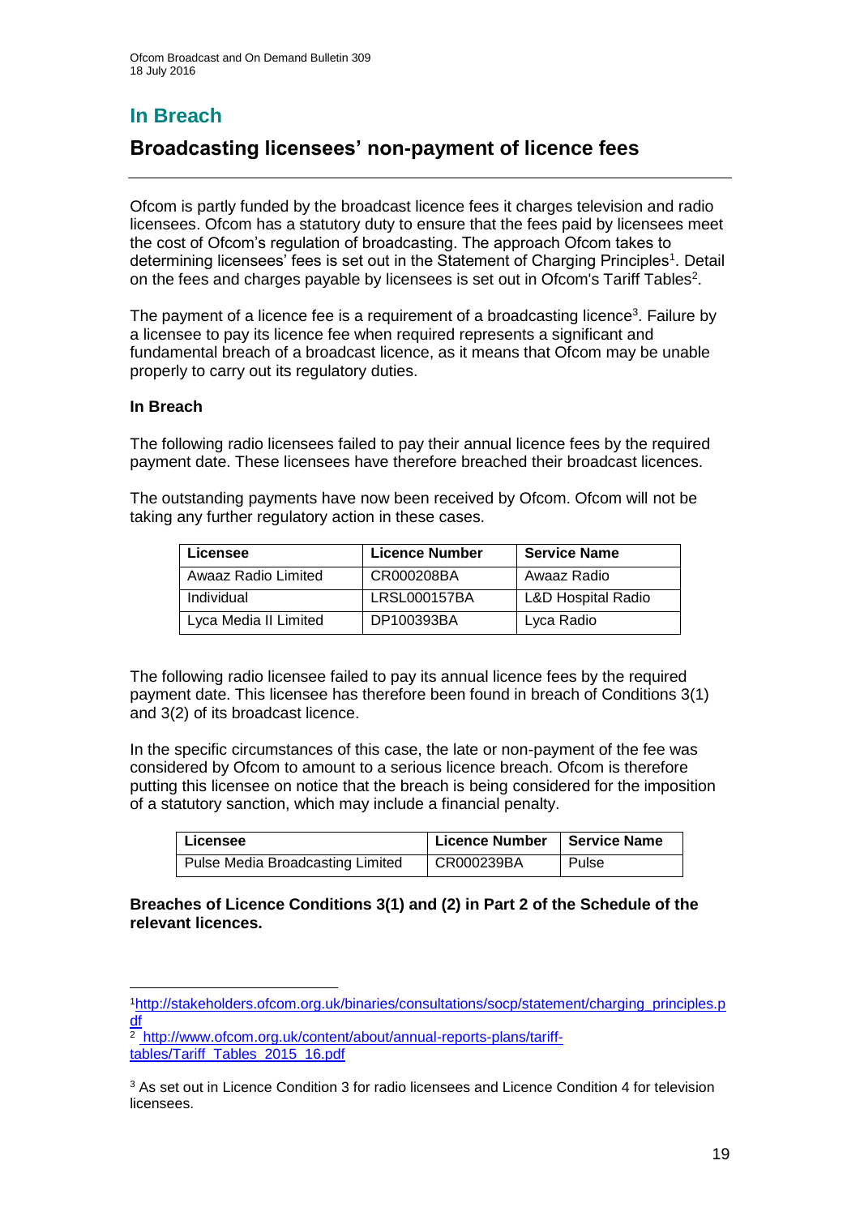## In Breach

## Broadcasting licensees' non-payment of licence fees

Ofcom is partly funded by the broadcast licence fees it charges television and radio licensees. Ofcom has a statutory duty to ensure that the fees paid by licensees meet the cost of Ofcom's regulation of broadcasting. The approach Ofcom takes to determining licensees' fees is set out in the Statement of Charging Principles[1]. Detail on the fees and charges payable by licensees is set out in Ofcom's Tariff Tables[2].

The payment of a licence fee is a requirement of a broadcasting licence[3]. Failure by a licensee to pay its licence fee when required represents a significant and fundamental breach of a broadcast licence, as it means that Ofcom may be unable properly to carry out its regulatory duties.

**In Breach**

The following radio licensees failed to pay their annual licence fees by the required payment date. These licensees have therefore breached their broadcast licences.

The outstanding payments have now been received by Ofcom. Ofcom will not be taking any further regulatory action in these cases.

| Licensee | Licence Number | Service Name |
|---|---|---|
| Awaaz Radio Limited | CR000208BA | Awaaz Radio |
| Individual | LRSL000157BA | L&D Hospital Radio |
| Lyca Media II Limited | DP100393BA | Lyca Radio |

The following radio licensee failed to pay its annual licence fees by the required payment date. This licensee has therefore been found in breach of Conditions 3(1) and 3(2) of its broadcast licence.

In the specific circumstances of this case, the late or non-payment of the fee was considered by Ofcom to amount to a serious licence breach. Ofcom is therefore putting this licensee on notice that the breach is being considered for the imposition of a statutory sanction, which may include a financial penalty.

| Licensee | Licence Number | Service Name |
|---|---|---|
| Pulse Media Broadcasting Limited | CR000239BA | Pulse |

**Breaches of Licence Conditions 3(1) and (2) in Part 2 of the Schedule of the relevant licences.**

---

[1] http://stakeholders.ofcom.org.uk/binaries/consultations/socp/statement/charging_principles.pdf

[2] http://www.ofcom.org.uk/content/about/annual-reports-plans/tariff-tables/Tariff_Tables_2015_16.pdf

[3] As set out in Licence Condition 3 for radio licensees and Licence Condition 4 for television licensees.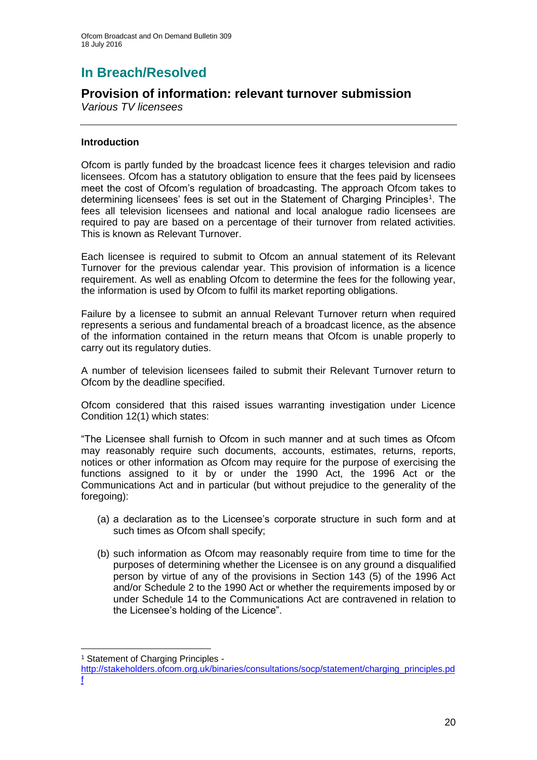# In Breach/Resolved

## Provision of information: relevant turnover submission

*Various TV licensees*

---

### Introduction

Ofcom is partly funded by the broadcast licence fees it charges television and radio licensees. Ofcom has a statutory obligation to ensure that the fees paid by licensees meet the cost of Ofcom's regulation of broadcasting. The approach Ofcom takes to determining licensees' fees is set out in the Statement of Charging Principles[1]. The fees all television licensees and national and local analogue radio licensees are required to pay are based on a percentage of their turnover from related activities. This is known as Relevant Turnover.

Each licensee is required to submit to Ofcom an annual statement of its Relevant Turnover for the previous calendar year. This provision of information is a licence requirement. As well as enabling Ofcom to determine the fees for the following year, the information is used by Ofcom to fulfil its market reporting obligations.

Failure by a licensee to submit an annual Relevant Turnover return when required represents a serious and fundamental breach of a broadcast licence, as the absence of the information contained in the return means that Ofcom is unable properly to carry out its regulatory duties.

A number of television licensees failed to submit their Relevant Turnover return to Ofcom by the deadline specified.

Ofcom considered that this raised issues warranting investigation under Licence Condition 12(1) which states:

"The Licensee shall furnish to Ofcom in such manner and at such times as Ofcom may reasonably require such documents, accounts, estimates, returns, reports, notices or other information as Ofcom may require for the purpose of exercising the functions assigned to it by or under the 1990 Act, the 1996 Act or the Communications Act and in particular (but without prejudice to the generality of the foregoing):

(a) a declaration as to the Licensee's corporate structure in such form and at such times as Ofcom shall specify;

(b) such information as Ofcom may reasonably require from time to time for the purposes of determining whether the Licensee is on any ground a disqualified person by virtue of any of the provisions in Section 143 (5) of the 1996 Act and/or Schedule 2 to the 1990 Act or whether the requirements imposed by or under Schedule 14 to the Communications Act are contravened in relation to the Licensee's holding of the Licence".

---

[1] Statement of Charging Principles - http://stakeholders.ofcom.org.uk/binaries/consultations/socp/statement/charging_principles.pdf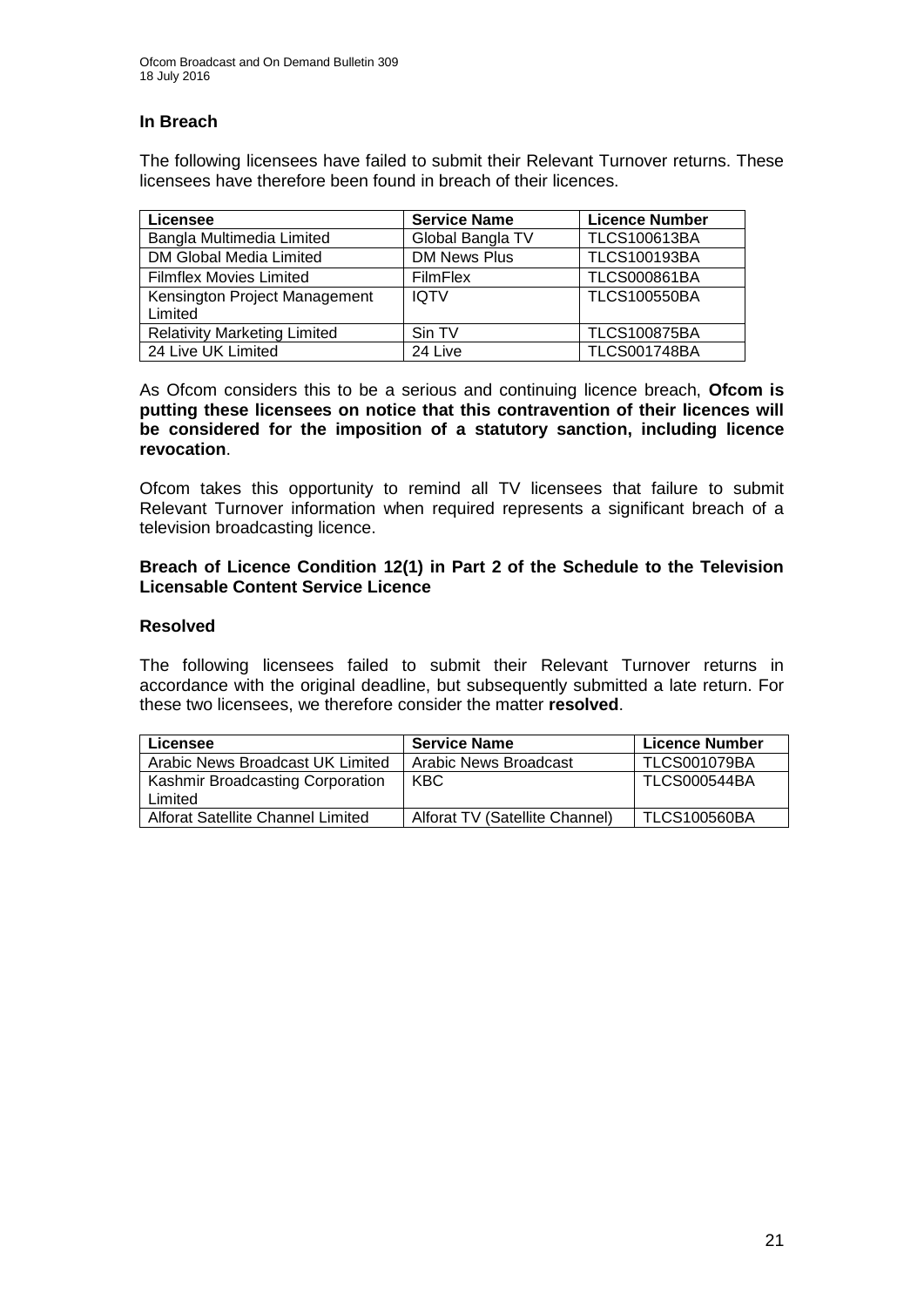### In Breach

The following licensees have failed to submit their Relevant Turnover returns. These licensees have therefore been found in breach of their licences.

| Licensee | Service Name | Licence Number |
|---|---|---|
| Bangla Multimedia Limited | Global Bangla TV | TLCS100613BA |
| DM Global Media Limited | DM News Plus | TLCS100193BA |
| Filmflex Movies Limited | FilmFlex | TLCS000861BA |
| Kensington Project Management Limited | IQTV | TLCS100550BA |
| Relativity Marketing Limited | Sin TV | TLCS100875BA |
| 24 Live UK Limited | 24 Live | TLCS001748BA |

As Ofcom considers this to be a serious and continuing licence breach, **Ofcom is putting these licensees on notice that this contravention of their licences will be considered for the imposition of a statutory sanction, including licence revocation**.

Ofcom takes this opportunity to remind all TV licensees that failure to submit Relevant Turnover information when required represents a significant breach of a television broadcasting licence.

**Breach of Licence Condition 12(1) in Part 2 of the Schedule to the Television Licensable Content Service Licence**

### Resolved

The following licensees failed to submit their Relevant Turnover returns in accordance with the original deadline, but subsequently submitted a late return. For these two licensees, we therefore consider the matter **resolved**.

| Licensee | Service Name | Licence Number |
|---|---|---|
| Arabic News Broadcast UK Limited | Arabic News Broadcast | TLCS001079BA |
| Kashmir Broadcasting Corporation Limited | KBC | TLCS000544BA |
| Alforat Satellite Channel Limited | Alforat TV (Satellite Channel) | TLCS100560BA |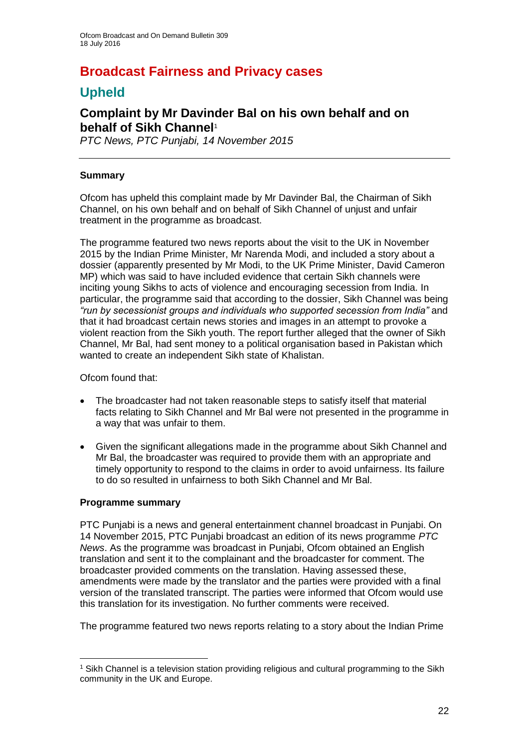# Broadcast Fairness and Privacy cases

## Upheld

### Complaint by Mr Davinder Bal on his own behalf and on behalf of Sikh Channel[1]

*PTC News, PTC Punjabi, 14 November 2015*

---

**Summary**

Ofcom has upheld this complaint made by Mr Davinder Bal, the Chairman of Sikh Channel, on his own behalf and on behalf of Sikh Channel of unjust and unfair treatment in the programme as broadcast.

The programme featured two news reports about the visit to the UK in November 2015 by the Indian Prime Minister, Mr Narenda Modi, and included a story about a dossier (apparently presented by Mr Modi, to the UK Prime Minister, David Cameron MP) which was said to have included evidence that certain Sikh channels were inciting young Sikhs to acts of violence and encouraging secession from India. In particular, the programme said that according to the dossier, Sikh Channel was being *"run by secessionist groups and individuals who supported secession from India"* and that it had broadcast certain news stories and images in an attempt to provoke a violent reaction from the Sikh youth. The report further alleged that the owner of Sikh Channel, Mr Bal, had sent money to a political organisation based in Pakistan which wanted to create an independent Sikh state of Khalistan.

Ofcom found that:

- The broadcaster had not taken reasonable steps to satisfy itself that material facts relating to Sikh Channel and Mr Bal were not presented in the programme in a way that was unfair to them.
- Given the significant allegations made in the programme about Sikh Channel and Mr Bal, the broadcaster was required to provide them with an appropriate and timely opportunity to respond to the claims in order to avoid unfairness. Its failure to do so resulted in unfairness to both Sikh Channel and Mr Bal.

**Programme summary**

PTC Punjabi is a news and general entertainment channel broadcast in Punjabi. On 14 November 2015, PTC Punjabi broadcast an edition of its news programme *PTC News*. As the programme was broadcast in Punjabi, Ofcom obtained an English translation and sent it to the complainant and the broadcaster for comment. The broadcaster provided comments on the translation. Having assessed these, amendments were made by the translator and the parties were provided with a final version of the translated transcript. The parties were informed that Ofcom would use this translation for its investigation. No further comments were received.

The programme featured two news reports relating to a story about the Indian Prime

---

[1] Sikh Channel is a television station providing religious and cultural programming to the Sikh community in the UK and Europe.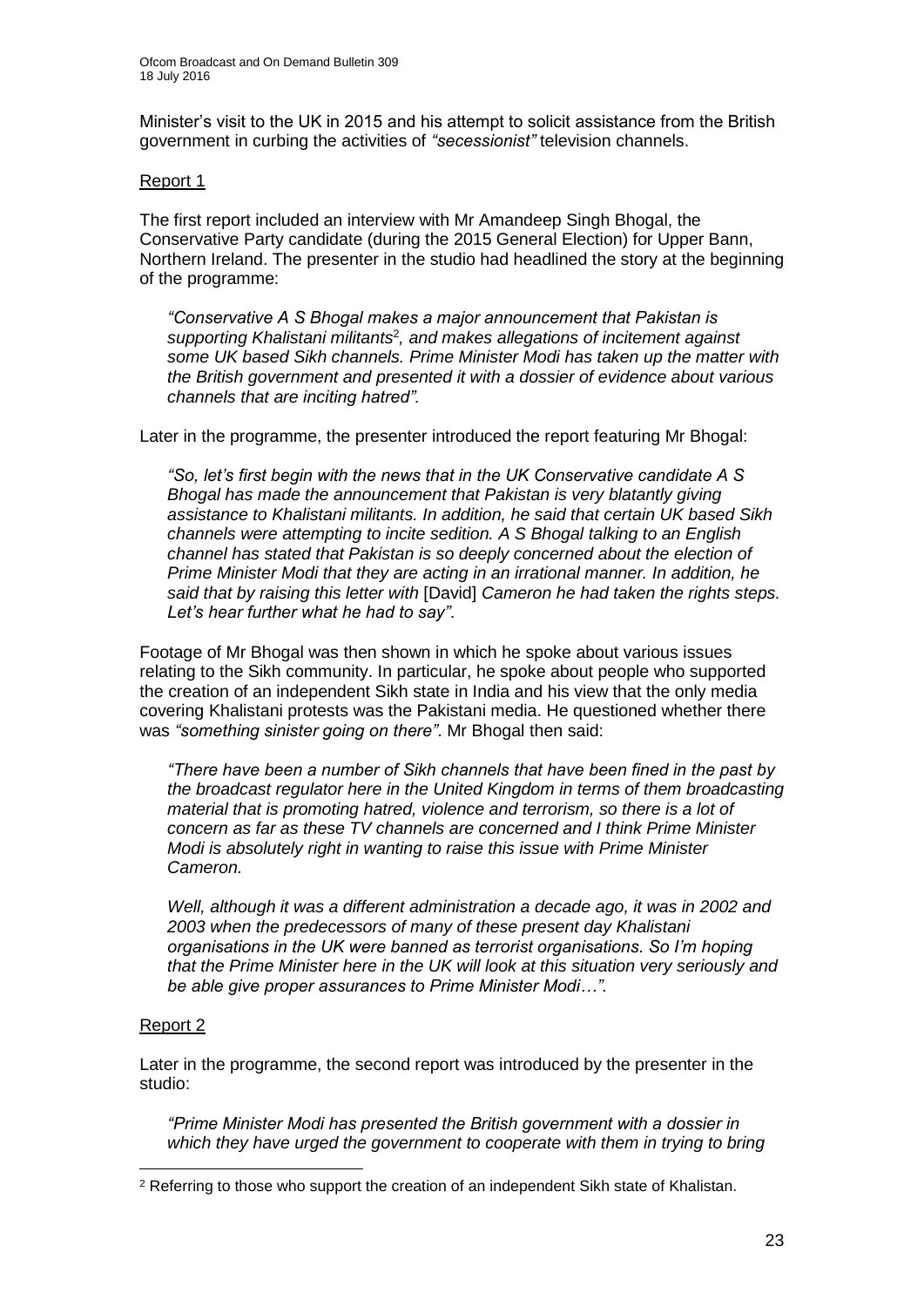Minister's visit to the UK in 2015 and his attempt to solicit assistance from the British government in curbing the activities of *"secessionist"* television channels.

Report 1

The first report included an interview with Mr Amandeep Singh Bhogal, the Conservative Party candidate (during the 2015 General Election) for Upper Bann, Northern Ireland. The presenter in the studio had headlined the story at the beginning of the programme:

> *"Conservative A S Bhogal makes a major announcement that Pakistan is supporting Khalistani militants*[2]*, and makes allegations of incitement against some UK based Sikh channels. Prime Minister Modi has taken up the matter with the British government and presented it with a dossier of evidence about various channels that are inciting hatred".*

Later in the programme, the presenter introduced the report featuring Mr Bhogal:

> *"So, let's first begin with the news that in the UK Conservative candidate A S Bhogal has made the announcement that Pakistan is very blatantly giving assistance to Khalistani militants. In addition, he said that certain UK based Sikh channels were attempting to incite sedition. A S Bhogal talking to an English channel has stated that Pakistan is so deeply concerned about the election of Prime Minister Modi that they are acting in an irrational manner. In addition, he said that by raising this letter with* [David] *Cameron he had taken the rights steps. Let's hear further what he had to say".*

Footage of Mr Bhogal was then shown in which he spoke about various issues relating to the Sikh community. In particular, he spoke about people who supported the creation of an independent Sikh state in India and his view that the only media covering Khalistani protests was the Pakistani media. He questioned whether there was *"something sinister going on there"*. Mr Bhogal then said:

> *"There have been a number of Sikh channels that have been fined in the past by the broadcast regulator here in the United Kingdom in terms of them broadcasting material that is promoting hatred, violence and terrorism, so there is a lot of concern as far as these TV channels are concerned and I think Prime Minister Modi is absolutely right in wanting to raise this issue with Prime Minister Cameron.*
>
> *Well, although it was a different administration a decade ago, it was in 2002 and 2003 when the predecessors of many of these present day Khalistani organisations in the UK were banned as terrorist organisations. So I'm hoping that the Prime Minister here in the UK will look at this situation very seriously and be able give proper assurances to Prime Minister Modi…".*

Report 2

Later in the programme, the second report was introduced by the presenter in the studio:

> *"Prime Minister Modi has presented the British government with a dossier in which they have urged the government to cooperate with them in trying to bring*

---

[2] Referring to those who support the creation of an independent Sikh state of Khalistan.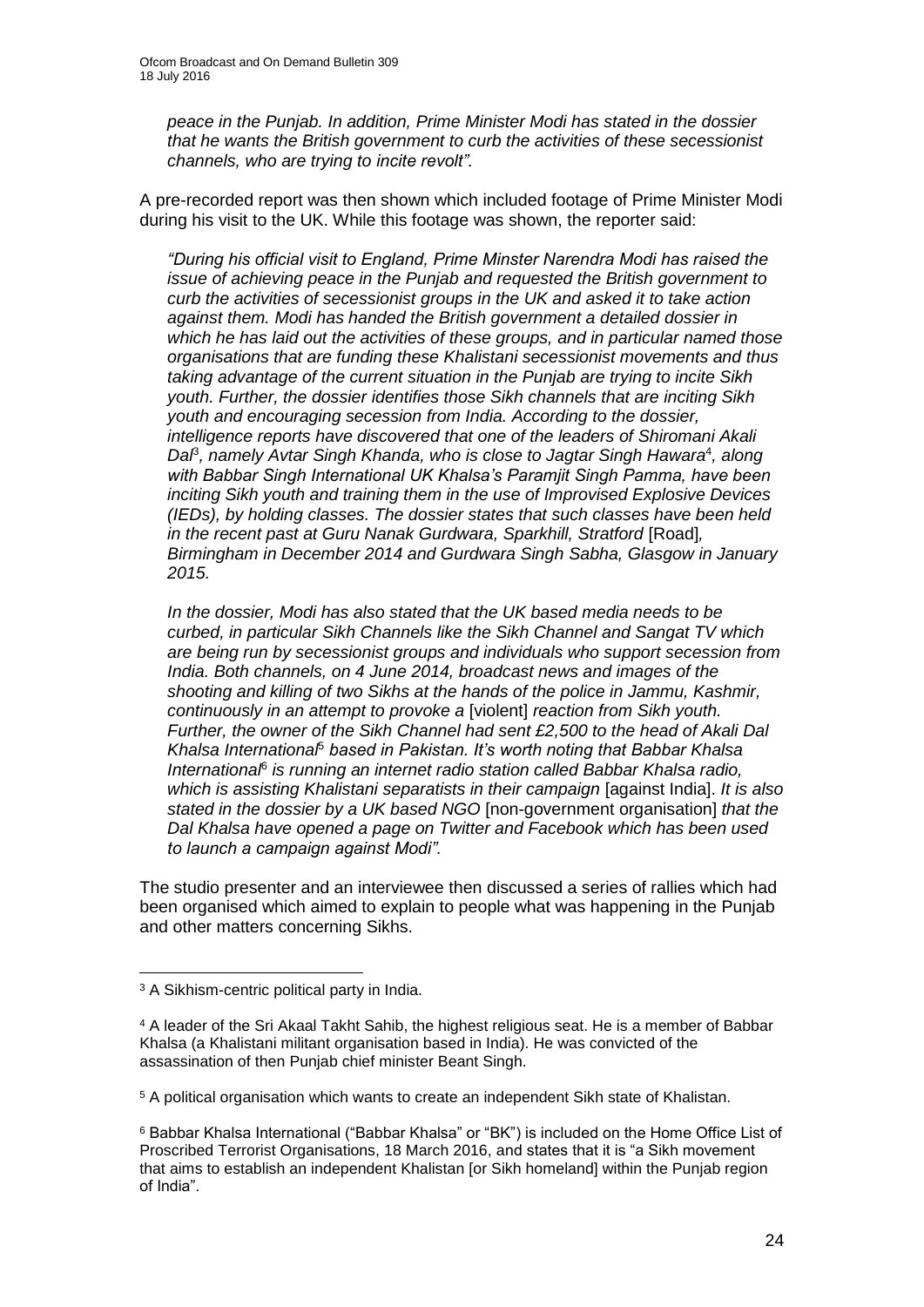*peace in the Punjab. In addition, Prime Minister Modi has stated in the dossier that he wants the British government to curb the activities of these secessionist channels, who are trying to incite revolt".*

A pre-recorded report was then shown which included footage of Prime Minister Modi during his visit to the UK. While this footage was shown, the reporter said:

*"During his official visit to England, Prime Minster Narendra Modi has raised the issue of achieving peace in the Punjab and requested the British government to curb the activities of secessionist groups in the UK and asked it to take action against them. Modi has handed the British government a detailed dossier in which he has laid out the activities of these groups, and in particular named those organisations that are funding these Khalistani secessionist movements and thus taking advantage of the current situation in the Punjab are trying to incite Sikh youth. Further, the dossier identifies those Sikh channels that are inciting Sikh youth and encouraging secession from India. According to the dossier, intelligence reports have discovered that one of the leaders of Shiromani Akali Dal[3], namely Avtar Singh Khanda, who is close to Jagtar Singh Hawara[4], along with Babbar Singh International UK Khalsa's Paramjit Singh Pamma, have been inciting Sikh youth and training them in the use of Improvised Explosive Devices (IEDs), by holding classes. The dossier states that such classes have been held in the recent past at Guru Nanak Gurdwara, Sparkhill, Stratford* [Road]*, Birmingham in December 2014 and Gurdwara Singh Sabha, Glasgow in January 2015.*

*In the dossier, Modi has also stated that the UK based media needs to be curbed, in particular Sikh Channels like the Sikh Channel and Sangat TV which are being run by secessionist groups and individuals who support secession from India. Both channels, on 4 June 2014, broadcast news and images of the shooting and killing of two Sikhs at the hands of the police in Jammu, Kashmir, continuously in an attempt to provoke a* [violent] *reaction from Sikh youth. Further, the owner of the Sikh Channel had sent £2,500 to the head of Akali Dal Khalsa International[5] based in Pakistan. It's worth noting that Babbar Khalsa International[6] is running an internet radio station called Babbar Khalsa radio, which is assisting Khalistani separatists in their campaign* [against India]. *It is also stated in the dossier by a UK based NGO* [non-government organisation] *that the Dal Khalsa have opened a page on Twitter and Facebook which has been used to launch a campaign against Modi".*

The studio presenter and an interviewee then discussed a series of rallies which had been organised which aimed to explain to people what was happening in the Punjab and other matters concerning Sikhs.

---

[3] A Sikhism-centric political party in India.

[4] A leader of the Sri Akaal Takht Sahib, the highest religious seat. He is a member of Babbar Khalsa (a Khalistani militant organisation based in India). He was convicted of the assassination of then Punjab chief minister Beant Singh.

[5] A political organisation which wants to create an independent Sikh state of Khalistan.

[6] Babbar Khalsa International ("Babbar Khalsa" or "BK") is included on the Home Office List of Proscribed Terrorist Organisations, 18 March 2016, and states that it is "a Sikh movement that aims to establish an independent Khalistan [or Sikh homeland] within the Punjab region of India".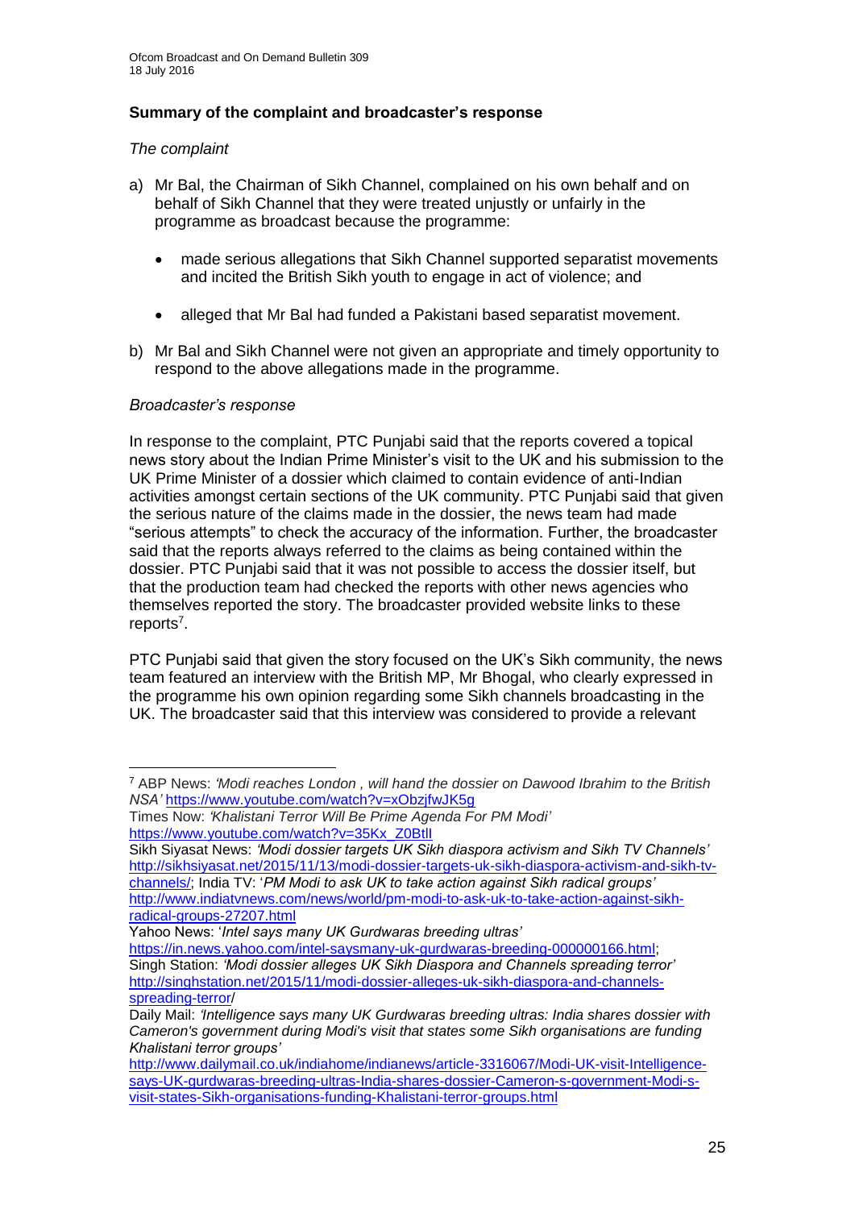### Summary of the complaint and broadcaster's response

*The complaint*

a) Mr Bal, the Chairman of Sikh Channel, complained on his own behalf and on behalf of Sikh Channel that they were treated unjustly or unfairly in the programme as broadcast because the programme:

- made serious allegations that Sikh Channel supported separatist movements and incited the British Sikh youth to engage in act of violence; and
- alleged that Mr Bal had funded a Pakistani based separatist movement.

b) Mr Bal and Sikh Channel were not given an appropriate and timely opportunity to respond to the above allegations made in the programme.

*Broadcaster's response*

In response to the complaint, PTC Punjabi said that the reports covered a topical news story about the Indian Prime Minister's visit to the UK and his submission to the UK Prime Minister of a dossier which claimed to contain evidence of anti-Indian activities amongst certain sections of the UK community. PTC Punjabi said that given the serious nature of the claims made in the dossier, the news team had made "serious attempts" to check the accuracy of the information. Further, the broadcaster said that the reports always referred to the claims as being contained within the dossier. PTC Punjabi said that it was not possible to access the dossier itself, but that the production team had checked the reports with other news agencies who themselves reported the story. The broadcaster provided website links to these reports[7].

PTC Punjabi said that given the story focused on the UK's Sikh community, the news team featured an interview with the British MP, Mr Bhogal, who clearly expressed in the programme his own opinion regarding some Sikh channels broadcasting in the UK. The broadcaster said that this interview was considered to provide a relevant

---

[7] ABP News: *'Modi reaches London , will hand the dossier on Dawood Ibrahim to the British NSA'* https://www.youtube.com/watch?v=xObzjfwJK5g
Times Now: *'Khalistani Terror Will Be Prime Agenda For PM Modi'* https://www.youtube.com/watch?v=35Kx_Z0BtlI
Sikh Siyasat News: *'Modi dossier targets UK Sikh diaspora activism and Sikh TV Channels'* http://sikhsiyasat.net/2015/11/13/modi-dossier-targets-uk-sikh-diaspora-activism-and-sikh-tv-channels/; India TV: '*PM Modi to ask UK to take action against Sikh radical groups'* http://www.indiatvnews.com/news/world/pm-modi-to-ask-uk-to-take-action-against-sikh-radical-groups-27207.html
Yahoo News: '*Intel says many UK Gurdwaras breeding ultras'* https://in.news.yahoo.com/intel-saysmany-uk-gurdwaras-breeding-000000166.html; Singh Station: *'Modi dossier alleges UK Sikh Diaspora and Channels spreading terror'* http://singhstation.net/2015/11/modi-dossier-alleges-uk-sikh-diaspora-and-channels-spreading-terror/
Daily Mail: *'Intelligence says many UK Gurdwaras breeding ultras: India shares dossier with Cameron's government during Modi's visit that states some Sikh organisations are funding Khalistani terror groups'* http://www.dailymail.co.uk/indiahome/indianews/article-3316067/Modi-UK-visit-Intelligence-says-UK-gurdwaras-breeding-ultras-India-shares-dossier-Cameron-s-government-Modi-s-visit-states-Sikh-organisations-funding-Khalistani-terror-groups.html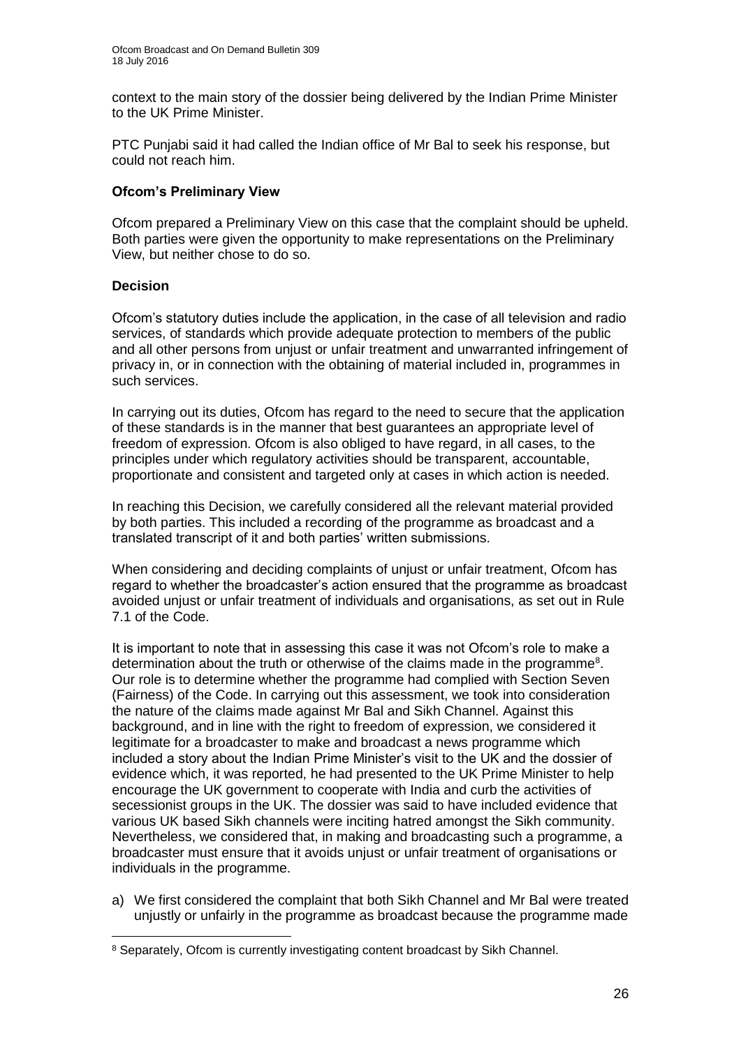context to the main story of the dossier being delivered by the Indian Prime Minister to the UK Prime Minister.

PTC Punjabi said it had called the Indian office of Mr Bal to seek his response, but could not reach him.

**Ofcom's Preliminary View**

Ofcom prepared a Preliminary View on this case that the complaint should be upheld. Both parties were given the opportunity to make representations on the Preliminary View, but neither chose to do so.

**Decision**

Ofcom's statutory duties include the application, in the case of all television and radio services, of standards which provide adequate protection to members of the public and all other persons from unjust or unfair treatment and unwarranted infringement of privacy in, or in connection with the obtaining of material included in, programmes in such services.

In carrying out its duties, Ofcom has regard to the need to secure that the application of these standards is in the manner that best guarantees an appropriate level of freedom of expression. Ofcom is also obliged to have regard, in all cases, to the principles under which regulatory activities should be transparent, accountable, proportionate and consistent and targeted only at cases in which action is needed.

In reaching this Decision, we carefully considered all the relevant material provided by both parties. This included a recording of the programme as broadcast and a translated transcript of it and both parties' written submissions.

When considering and deciding complaints of unjust or unfair treatment, Ofcom has regard to whether the broadcaster's action ensured that the programme as broadcast avoided unjust or unfair treatment of individuals and organisations, as set out in Rule 7.1 of the Code.

It is important to note that in assessing this case it was not Ofcom's role to make a determination about the truth or otherwise of the claims made in the programme[8]. Our role is to determine whether the programme had complied with Section Seven (Fairness) of the Code. In carrying out this assessment, we took into consideration the nature of the claims made against Mr Bal and Sikh Channel. Against this background, and in line with the right to freedom of expression, we considered it legitimate for a broadcaster to make and broadcast a news programme which included a story about the Indian Prime Minister's visit to the UK and the dossier of evidence which, it was reported, he had presented to the UK Prime Minister to help encourage the UK government to cooperate with India and curb the activities of secessionist groups in the UK. The dossier was said to have included evidence that various UK based Sikh channels were inciting hatred amongst the Sikh community. Nevertheless, we considered that, in making and broadcasting such a programme, a broadcaster must ensure that it avoids unjust or unfair treatment of organisations or individuals in the programme.

a) We first considered the complaint that both Sikh Channel and Mr Bal were treated unjustly or unfairly in the programme as broadcast because the programme made

[8] Separately, Ofcom is currently investigating content broadcast by Sikh Channel.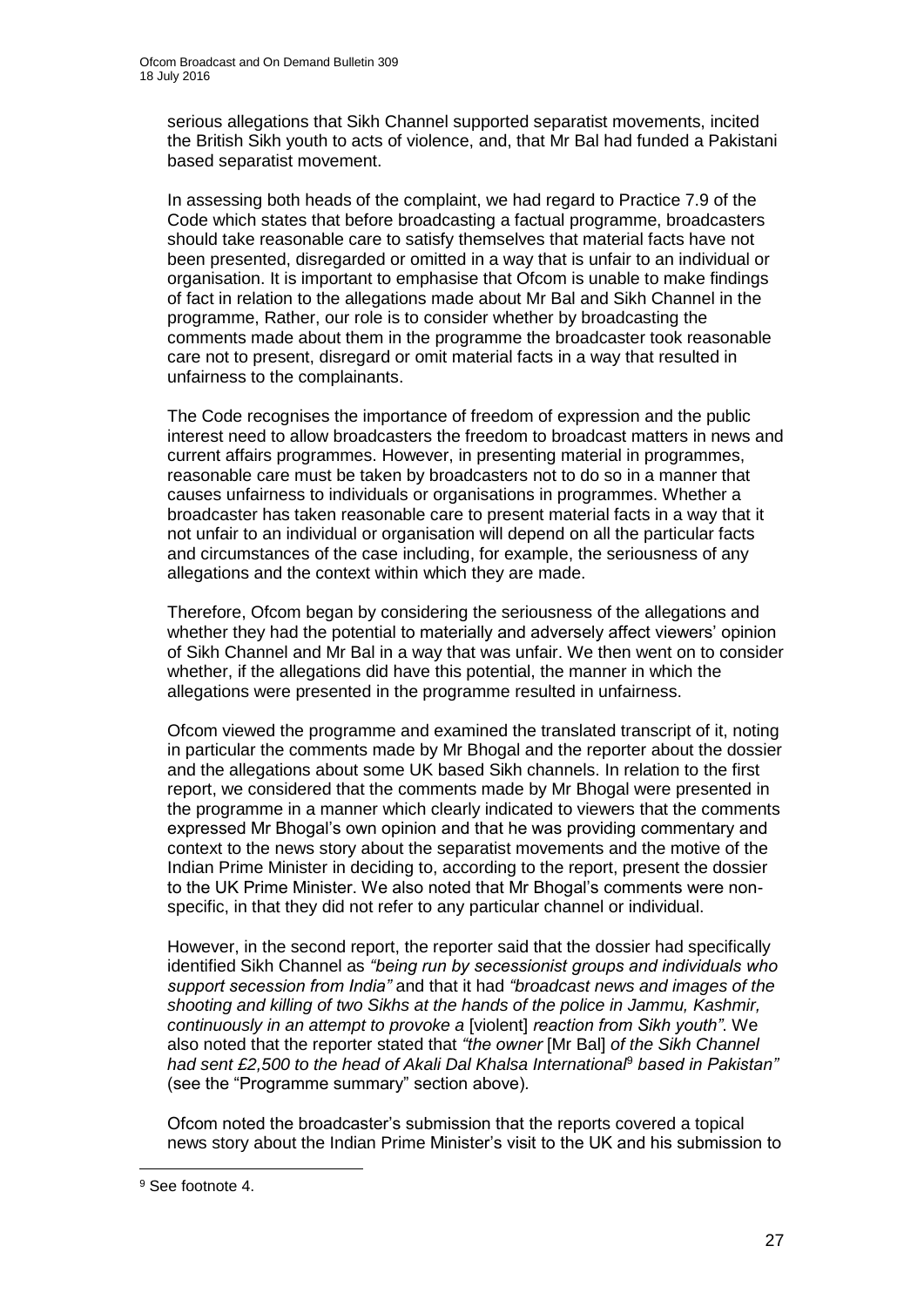serious allegations that Sikh Channel supported separatist movements, incited the British Sikh youth to acts of violence, and, that Mr Bal had funded a Pakistani based separatist movement.

In assessing both heads of the complaint, we had regard to Practice 7.9 of the Code which states that before broadcasting a factual programme, broadcasters should take reasonable care to satisfy themselves that material facts have not been presented, disregarded or omitted in a way that is unfair to an individual or organisation. It is important to emphasise that Ofcom is unable to make findings of fact in relation to the allegations made about Mr Bal and Sikh Channel in the programme, Rather, our role is to consider whether by broadcasting the comments made about them in the programme the broadcaster took reasonable care not to present, disregard or omit material facts in a way that resulted in unfairness to the complainants.

The Code recognises the importance of freedom of expression and the public interest need to allow broadcasters the freedom to broadcast matters in news and current affairs programmes. However, in presenting material in programmes, reasonable care must be taken by broadcasters not to do so in a manner that causes unfairness to individuals or organisations in programmes. Whether a broadcaster has taken reasonable care to present material facts in a way that it not unfair to an individual or organisation will depend on all the particular facts and circumstances of the case including, for example, the seriousness of any allegations and the context within which they are made.

Therefore, Ofcom began by considering the seriousness of the allegations and whether they had the potential to materially and adversely affect viewers' opinion of Sikh Channel and Mr Bal in a way that was unfair. We then went on to consider whether, if the allegations did have this potential, the manner in which the allegations were presented in the programme resulted in unfairness.

Ofcom viewed the programme and examined the translated transcript of it, noting in particular the comments made by Mr Bhogal and the reporter about the dossier and the allegations about some UK based Sikh channels. In relation to the first report, we considered that the comments made by Mr Bhogal were presented in the programme in a manner which clearly indicated to viewers that the comments expressed Mr Bhogal's own opinion and that he was providing commentary and context to the news story about the separatist movements and the motive of the Indian Prime Minister in deciding to, according to the report, present the dossier to the UK Prime Minister. We also noted that Mr Bhogal's comments were non-specific, in that they did not refer to any particular channel or individual.

However, in the second report, the reporter said that the dossier had specifically identified Sikh Channel as *"being run by secessionist groups and individuals who support secession from India"* and that it had *"broadcast news and images of the shooting and killing of two Sikhs at the hands of the police in Jammu, Kashmir, continuously in an attempt to provoke a* [violent] *reaction from Sikh youth"*. We also noted that the reporter stated that *"the owner* [Mr Bal] *of the Sikh Channel had sent £2,500 to the head of Akali Dal Khalsa International*[9] *based in Pakistan"* (see the "Programme summary" section above).

Ofcom noted the broadcaster's submission that the reports covered a topical news story about the Indian Prime Minister's visit to the UK and his submission to

[9] See footnote 4.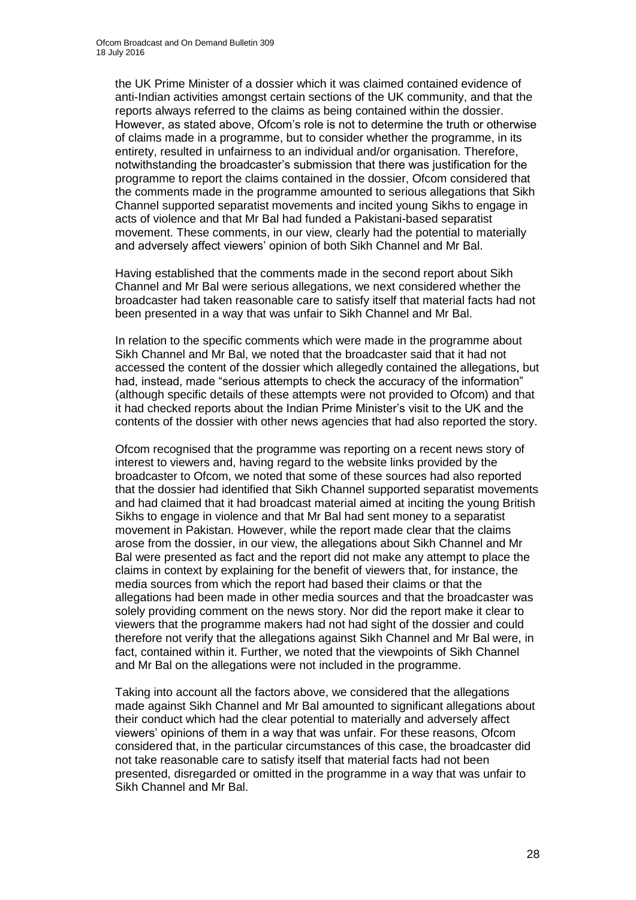the UK Prime Minister of a dossier which it was claimed contained evidence of anti-Indian activities amongst certain sections of the UK community, and that the reports always referred to the claims as being contained within the dossier. However, as stated above, Ofcom's role is not to determine the truth or otherwise of claims made in a programme, but to consider whether the programme, in its entirety, resulted in unfairness to an individual and/or organisation. Therefore, notwithstanding the broadcaster's submission that there was justification for the programme to report the claims contained in the dossier, Ofcom considered that the comments made in the programme amounted to serious allegations that Sikh Channel supported separatist movements and incited young Sikhs to engage in acts of violence and that Mr Bal had funded a Pakistani-based separatist movement. These comments, in our view, clearly had the potential to materially and adversely affect viewers' opinion of both Sikh Channel and Mr Bal.

Having established that the comments made in the second report about Sikh Channel and Mr Bal were serious allegations, we next considered whether the broadcaster had taken reasonable care to satisfy itself that material facts had not been presented in a way that was unfair to Sikh Channel and Mr Bal.

In relation to the specific comments which were made in the programme about Sikh Channel and Mr Bal, we noted that the broadcaster said that it had not accessed the content of the dossier which allegedly contained the allegations, but had, instead, made "serious attempts to check the accuracy of the information" (although specific details of these attempts were not provided to Ofcom) and that it had checked reports about the Indian Prime Minister's visit to the UK and the contents of the dossier with other news agencies that had also reported the story.

Ofcom recognised that the programme was reporting on a recent news story of interest to viewers and, having regard to the website links provided by the broadcaster to Ofcom, we noted that some of these sources had also reported that the dossier had identified that Sikh Channel supported separatist movements and had claimed that it had broadcast material aimed at inciting the young British Sikhs to engage in violence and that Mr Bal had sent money to a separatist movement in Pakistan. However, while the report made clear that the claims arose from the dossier, in our view, the allegations about Sikh Channel and Mr Bal were presented as fact and the report did not make any attempt to place the claims in context by explaining for the benefit of viewers that, for instance, the media sources from which the report had based their claims or that the allegations had been made in other media sources and that the broadcaster was solely providing comment on the news story. Nor did the report make it clear to viewers that the programme makers had not had sight of the dossier and could therefore not verify that the allegations against Sikh Channel and Mr Bal were, in fact, contained within it. Further, we noted that the viewpoints of Sikh Channel and Mr Bal on the allegations were not included in the programme.

Taking into account all the factors above, we considered that the allegations made against Sikh Channel and Mr Bal amounted to significant allegations about their conduct which had the clear potential to materially and adversely affect viewers' opinions of them in a way that was unfair. For these reasons, Ofcom considered that, in the particular circumstances of this case, the broadcaster did not take reasonable care to satisfy itself that material facts had not been presented, disregarded or omitted in the programme in a way that was unfair to Sikh Channel and Mr Bal.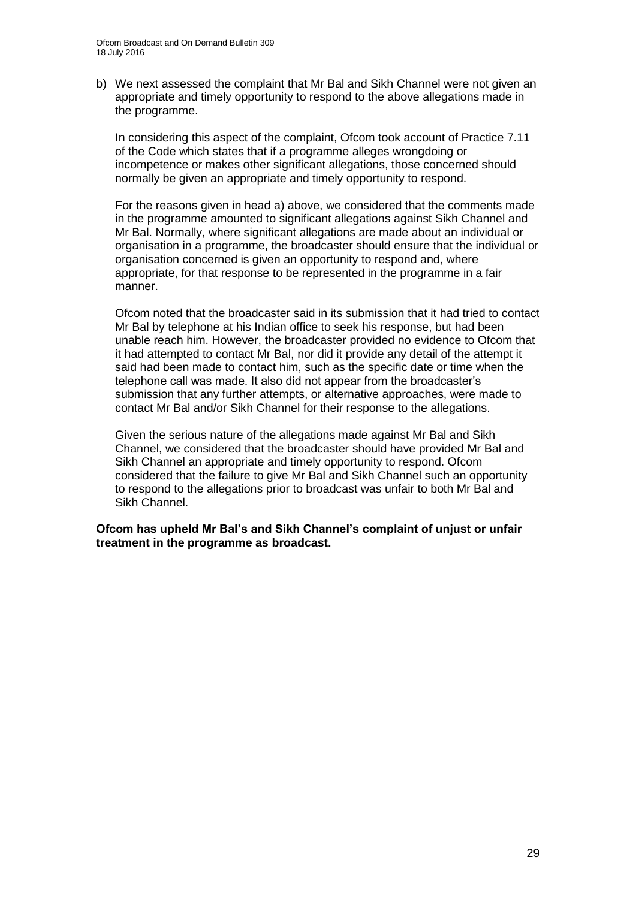b) We next assessed the complaint that Mr Bal and Sikh Channel were not given an appropriate and timely opportunity to respond to the above allegations made in the programme.

   In considering this aspect of the complaint, Ofcom took account of Practice 7.11 of the Code which states that if a programme alleges wrongdoing or incompetence or makes other significant allegations, those concerned should normally be given an appropriate and timely opportunity to respond.

   For the reasons given in head a) above, we considered that the comments made in the programme amounted to significant allegations against Sikh Channel and Mr Bal. Normally, where significant allegations are made about an individual or organisation in a programme, the broadcaster should ensure that the individual or organisation concerned is given an opportunity to respond and, where appropriate, for that response to be represented in the programme in a fair manner.

   Ofcom noted that the broadcaster said in its submission that it had tried to contact Mr Bal by telephone at his Indian office to seek his response, but had been unable reach him. However, the broadcaster provided no evidence to Ofcom that it had attempted to contact Mr Bal, nor did it provide any detail of the attempt it said had been made to contact him, such as the specific date or time when the telephone call was made. It also did not appear from the broadcaster's submission that any further attempts, or alternative approaches, were made to contact Mr Bal and/or Sikh Channel for their response to the allegations.

   Given the serious nature of the allegations made against Mr Bal and Sikh Channel, we considered that the broadcaster should have provided Mr Bal and Sikh Channel an appropriate and timely opportunity to respond. Ofcom considered that the failure to give Mr Bal and Sikh Channel such an opportunity to respond to the allegations prior to broadcast was unfair to both Mr Bal and Sikh Channel.

**Ofcom has upheld Mr Bal's and Sikh Channel's complaint of unjust or unfair treatment in the programme as broadcast.**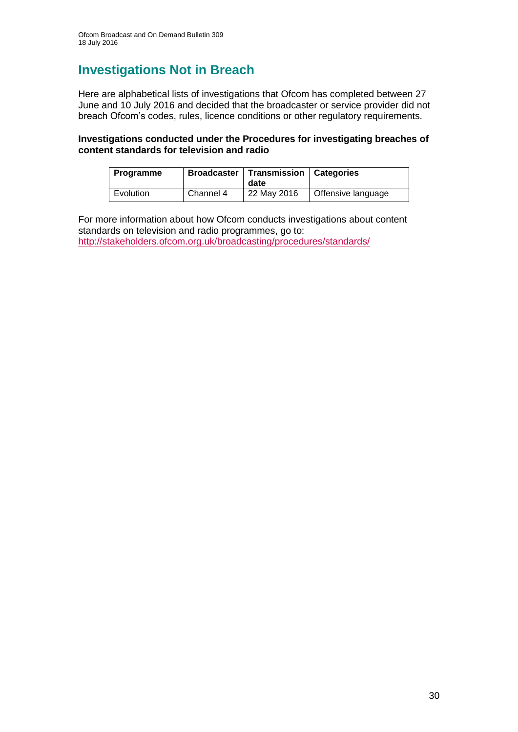# Investigations Not in Breach

Here are alphabetical lists of investigations that Ofcom has completed between 27 June and 10 July 2016 and decided that the broadcaster or service provider did not breach Ofcom's codes, rules, licence conditions or other regulatory requirements.

**Investigations conducted under the Procedures for investigating breaches of content standards for television and radio**

| Programme | Broadcaster | Transmission date | Categories |
|---|---|---|---|
| Evolution | Channel 4 | 22 May 2016 | Offensive language |

For more information about how Ofcom conducts investigations about content standards on television and radio programmes, go to:
http://stakeholders.ofcom.org.uk/broadcasting/procedures/standards/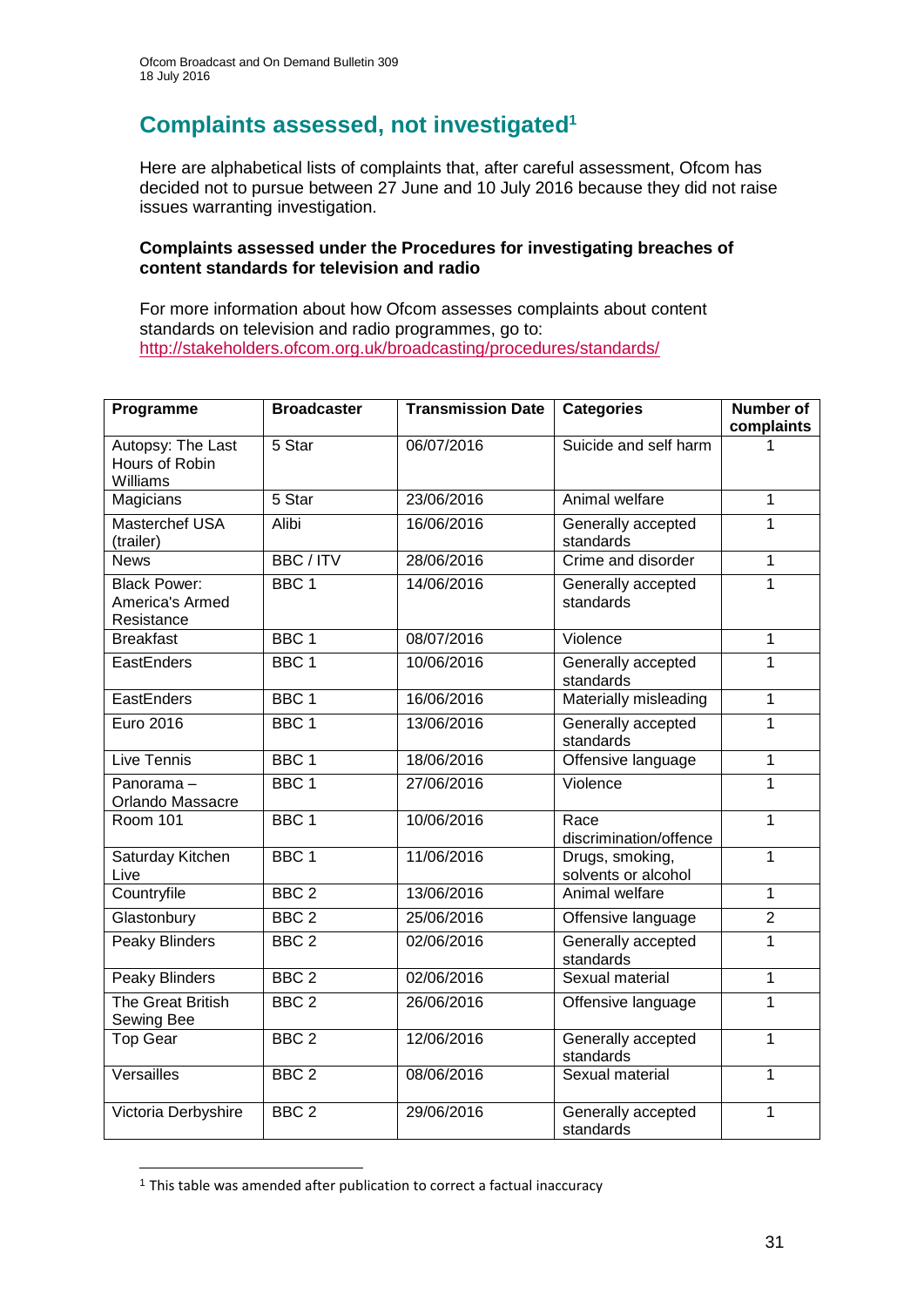## Complaints assessed, not investigated[1]

Here are alphabetical lists of complaints that, after careful assessment, Ofcom has decided not to pursue between 27 June and 10 July 2016 because they did not raise issues warranting investigation.

**Complaints assessed under the Procedures for investigating breaches of content standards for television and radio**

For more information about how Ofcom assesses complaints about content standards on television and radio programmes, go to:
http://stakeholders.ofcom.org.uk/broadcasting/procedures/standards/

| Programme | Broadcaster | Transmission Date | Categories | Number of complaints |
|---|---|---|---|---|
| Autopsy: The Last Hours of Robin Williams | 5 Star | 06/07/2016 | Suicide and self harm | 1 |
| Magicians | 5 Star | 23/06/2016 | Animal welfare | 1 |
| Masterchef USA (trailer) | Alibi | 16/06/2016 | Generally accepted standards | 1 |
| News | BBC / ITV | 28/06/2016 | Crime and disorder | 1 |
| Black Power: America's Armed Resistance | BBC 1 | 14/06/2016 | Generally accepted standards | 1 |
| Breakfast | BBC 1 | 08/07/2016 | Violence | 1 |
| EastEnders | BBC 1 | 10/06/2016 | Generally accepted standards | 1 |
| EastEnders | BBC 1 | 16/06/2016 | Materially misleading | 1 |
| Euro 2016 | BBC 1 | 13/06/2016 | Generally accepted standards | 1 |
| Live Tennis | BBC 1 | 18/06/2016 | Offensive language | 1 |
| Panorama – Orlando Massacre | BBC 1 | 27/06/2016 | Violence | 1 |
| Room 101 | BBC 1 | 10/06/2016 | Race discrimination/offence | 1 |
| Saturday Kitchen Live | BBC 1 | 11/06/2016 | Drugs, smoking, solvents or alcohol | 1 |
| Countryfile | BBC 2 | 13/06/2016 | Animal welfare | 1 |
| Glastonbury | BBC 2 | 25/06/2016 | Offensive language | 2 |
| Peaky Blinders | BBC 2 | 02/06/2016 | Generally accepted standards | 1 |
| Peaky Blinders | BBC 2 | 02/06/2016 | Sexual material | 1 |
| The Great British Sewing Bee | BBC 2 | 26/06/2016 | Offensive language | 1 |
| Top Gear | BBC 2 | 12/06/2016 | Generally accepted standards | 1 |
| Versailles | BBC 2 | 08/06/2016 | Sexual material | 1 |
| Victoria Derbyshire | BBC 2 | 29/06/2016 | Generally accepted standards | 1 |

[1] This table was amended after publication to correct a factual inaccuracy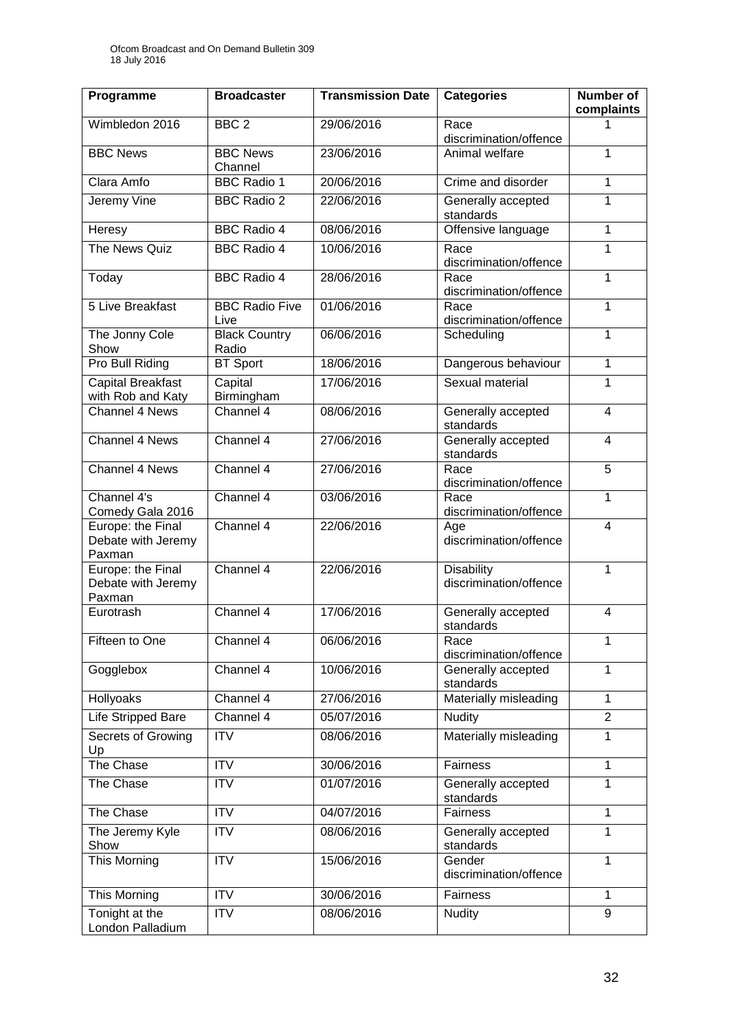| Programme | Broadcaster | Transmission Date | Categories | Number of complaints |
|---|---|---|---|---|
| Wimbledon 2016 | BBC 2 | 29/06/2016 | Race discrimination/offence | 1 |
| BBC News | BBC News Channel | 23/06/2016 | Animal welfare | 1 |
| Clara Amfo | BBC Radio 1 | 20/06/2016 | Crime and disorder | 1 |
| Jeremy Vine | BBC Radio 2 | 22/06/2016 | Generally accepted standards | 1 |
| Heresy | BBC Radio 4 | 08/06/2016 | Offensive language | 1 |
| The News Quiz | BBC Radio 4 | 10/06/2016 | Race discrimination/offence | 1 |
| Today | BBC Radio 4 | 28/06/2016 | Race discrimination/offence | 1 |
| 5 Live Breakfast | BBC Radio Five Live | 01/06/2016 | Race discrimination/offence | 1 |
| The Jonny Cole Show | Black Country Radio | 06/06/2016 | Scheduling | 1 |
| Pro Bull Riding | BT Sport | 18/06/2016 | Dangerous behaviour | 1 |
| Capital Breakfast with Rob and Katy | Capital Birmingham | 17/06/2016 | Sexual material | 1 |
| Channel 4 News | Channel 4 | 08/06/2016 | Generally accepted standards | 4 |
| Channel 4 News | Channel 4 | 27/06/2016 | Generally accepted standards | 4 |
| Channel 4 News | Channel 4 | 27/06/2016 | Race discrimination/offence | 5 |
| Channel 4's Comedy Gala 2016 | Channel 4 | 03/06/2016 | Race discrimination/offence | 1 |
| Europe: the Final Debate with Jeremy Paxman | Channel 4 | 22/06/2016 | Age discrimination/offence | 4 |
| Europe: the Final Debate with Jeremy Paxman | Channel 4 | 22/06/2016 | Disability discrimination/offence | 1 |
| Eurotrash | Channel 4 | 17/06/2016 | Generally accepted standards | 4 |
| Fifteen to One | Channel 4 | 06/06/2016 | Race discrimination/offence | 1 |
| Gogglebox | Channel 4 | 10/06/2016 | Generally accepted standards | 1 |
| Hollyoaks | Channel 4 | 27/06/2016 | Materially misleading | 1 |
| Life Stripped Bare | Channel 4 | 05/07/2016 | Nudity | 2 |
| Secrets of Growing Up | ITV | 08/06/2016 | Materially misleading | 1 |
| The Chase | ITV | 30/06/2016 | Fairness | 1 |
| The Chase | ITV | 01/07/2016 | Generally accepted standards | 1 |
| The Chase | ITV | 04/07/2016 | Fairness | 1 |
| The Jeremy Kyle Show | ITV | 08/06/2016 | Generally accepted standards | 1 |
| This Morning | ITV | 15/06/2016 | Gender discrimination/offence | 1 |
| This Morning | ITV | 30/06/2016 | Fairness | 1 |
| Tonight at the London Palladium | ITV | 08/06/2016 | Nudity | 9 |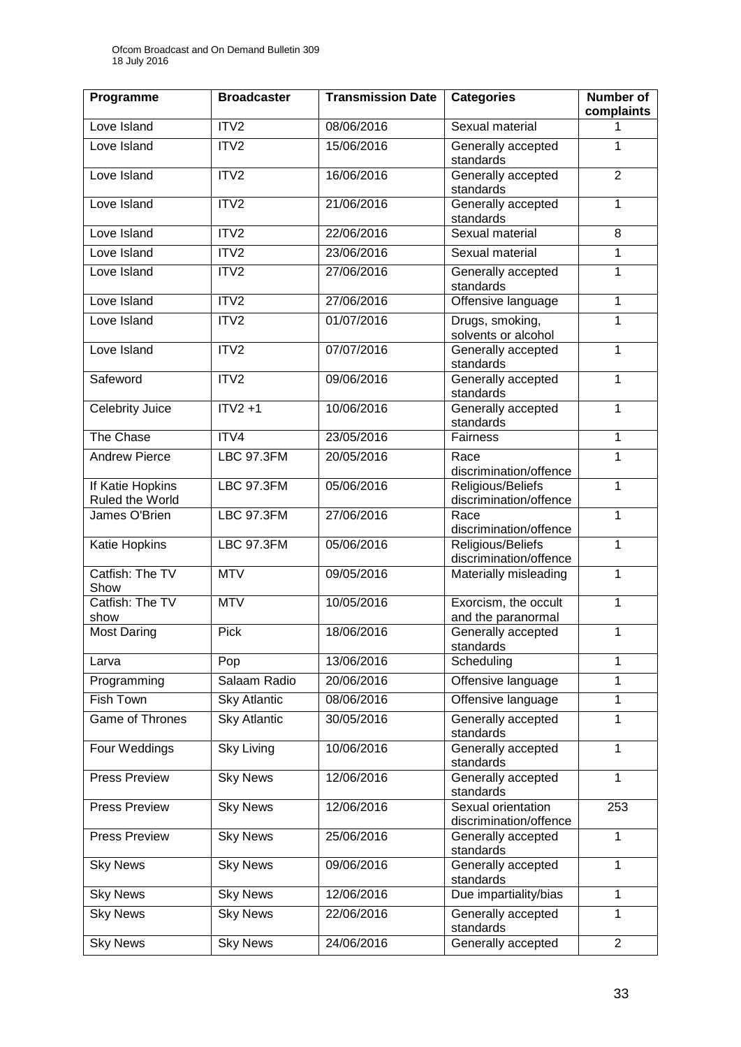| Programme | Broadcaster | Transmission Date | Categories | Number of complaints |
|---|---|---|---|---|
| Love Island | ITV2 | 08/06/2016 | Sexual material | 1 |
| Love Island | ITV2 | 15/06/2016 | Generally accepted standards | 1 |
| Love Island | ITV2 | 16/06/2016 | Generally accepted standards | 2 |
| Love Island | ITV2 | 21/06/2016 | Generally accepted standards | 1 |
| Love Island | ITV2 | 22/06/2016 | Sexual material | 8 |
| Love Island | ITV2 | 23/06/2016 | Sexual material | 1 |
| Love Island | ITV2 | 27/06/2016 | Generally accepted standards | 1 |
| Love Island | ITV2 | 27/06/2016 | Offensive language | 1 |
| Love Island | ITV2 | 01/07/2016 | Drugs, smoking, solvents or alcohol | 1 |
| Love Island | ITV2 | 07/07/2016 | Generally accepted standards | 1 |
| Safeword | ITV2 | 09/06/2016 | Generally accepted standards | 1 |
| Celebrity Juice | ITV2 +1 | 10/06/2016 | Generally accepted standards | 1 |
| The Chase | ITV4 | 23/05/2016 | Fairness | 1 |
| Andrew Pierce | LBC 97.3FM | 20/05/2016 | Race discrimination/offence | 1 |
| If Katie Hopkins Ruled the World | LBC 97.3FM | 05/06/2016 | Religious/Beliefs discrimination/offence | 1 |
| James O'Brien | LBC 97.3FM | 27/06/2016 | Race discrimination/offence | 1 |
| Katie Hopkins | LBC 97.3FM | 05/06/2016 | Religious/Beliefs discrimination/offence | 1 |
| Catfish: The TV Show | MTV | 09/05/2016 | Materially misleading | 1 |
| Catfish: The TV show | MTV | 10/05/2016 | Exorcism, the occult and the paranormal | 1 |
| Most Daring | Pick | 18/06/2016 | Generally accepted standards | 1 |
| Larva | Pop | 13/06/2016 | Scheduling | 1 |
| Programming | Salaam Radio | 20/06/2016 | Offensive language | 1 |
| Fish Town | Sky Atlantic | 08/06/2016 | Offensive language | 1 |
| Game of Thrones | Sky Atlantic | 30/05/2016 | Generally accepted standards | 1 |
| Four Weddings | Sky Living | 10/06/2016 | Generally accepted standards | 1 |
| Press Preview | Sky News | 12/06/2016 | Generally accepted standards | 1 |
| Press Preview | Sky News | 12/06/2016 | Sexual orientation discrimination/offence | 253 |
| Press Preview | Sky News | 25/06/2016 | Generally accepted standards | 1 |
| Sky News | Sky News | 09/06/2016 | Generally accepted standards | 1 |
| Sky News | Sky News | 12/06/2016 | Due impartiality/bias | 1 |
| Sky News | Sky News | 22/06/2016 | Generally accepted standards | 1 |
| Sky News | Sky News | 24/06/2016 | Generally accepted | 2 |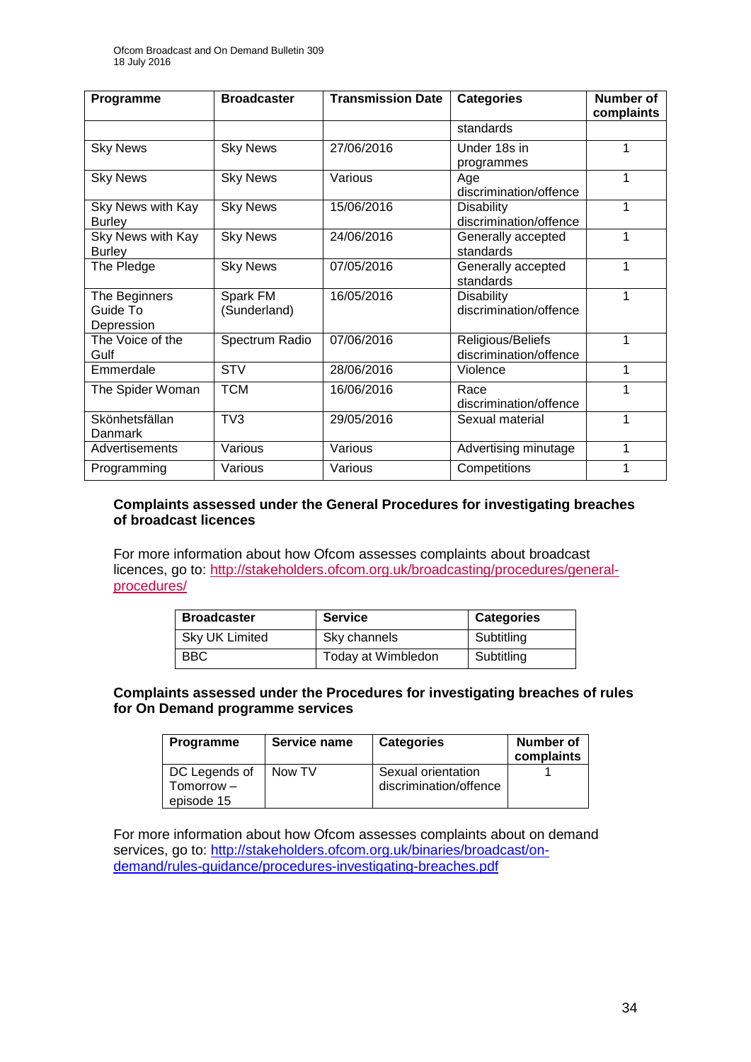| Programme | Broadcaster | Transmission Date | Categories | Number of complaints |
|---|---|---|---|---|
| | | | standards | |
| Sky News | Sky News | 27/06/2016 | Under 18s in programmes | 1 |
| Sky News | Sky News | Various | Age discrimination/offence | 1 |
| Sky News with Kay Burley | Sky News | 15/06/2016 | Disability discrimination/offence | 1 |
| Sky News with Kay Burley | Sky News | 24/06/2016 | Generally accepted standards | 1 |
| The Pledge | Sky News | 07/05/2016 | Generally accepted standards | 1 |
| The Beginners Guide To Depression | Spark FM (Sunderland) | 16/05/2016 | Disability discrimination/offence | 1 |
| The Voice of the Gulf | Spectrum Radio | 07/06/2016 | Religious/Beliefs discrimination/offence | 1 |
| Emmerdale | STV | 28/06/2016 | Violence | 1 |
| The Spider Woman | TCM | 16/06/2016 | Race discrimination/offence | 1 |
| Skönhetsfällan Danmark | TV3 | 29/05/2016 | Sexual material | 1 |
| Advertisements | Various | Various | Advertising minutage | 1 |
| Programming | Various | Various | Competitions | 1 |

**Complaints assessed under the General Procedures for investigating breaches of broadcast licences**

For more information about how Ofcom assesses complaints about broadcast licences, go to: http://stakeholders.ofcom.org.uk/broadcasting/procedures/general-procedures/

| Broadcaster | Service | Categories |
|---|---|---|
| Sky UK Limited | Sky channels | Subtitling |
| BBC | Today at Wimbledon | Subtitling |

**Complaints assessed under the Procedures for investigating breaches of rules for On Demand programme services**

| Programme | Service name | Categories | Number of complaints |
|---|---|---|---|
| DC Legends of Tomorrow – episode 15 | Now TV | Sexual orientation discrimination/offence | 1 |

For more information about how Ofcom assesses complaints about on demand services, go to: http://stakeholders.ofcom.org.uk/binaries/broadcast/on-demand/rules-guidance/procedures-investigating-breaches.pdf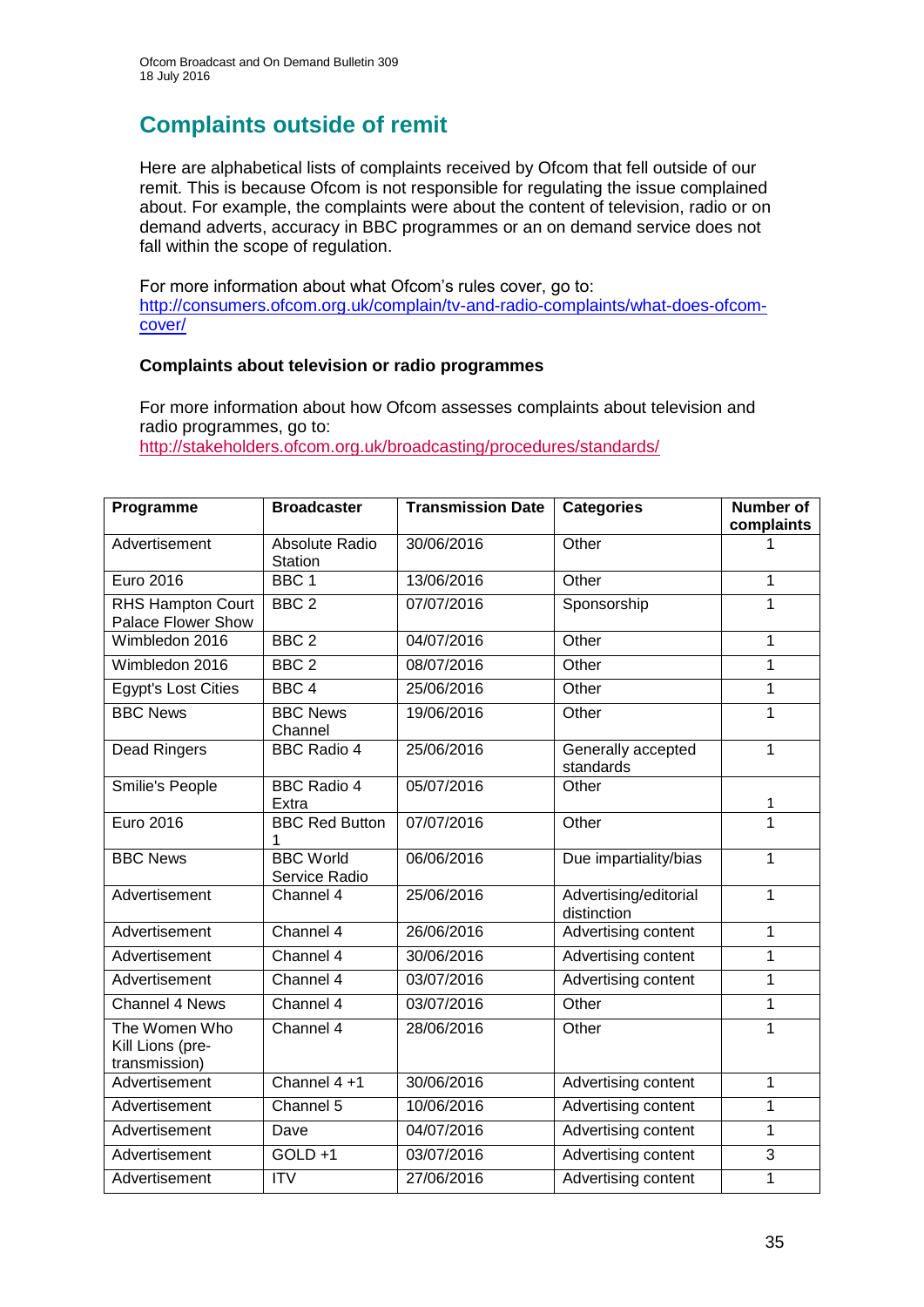## Complaints outside of remit

Here are alphabetical lists of complaints received by Ofcom that fell outside of our remit. This is because Ofcom is not responsible for regulating the issue complained about. For example, the complaints were about the content of television, radio or on demand adverts, accuracy in BBC programmes or an on demand service does not fall within the scope of regulation.

For more information about what Ofcom's rules cover, go to:
http://consumers.ofcom.org.uk/complain/tv-and-radio-complaints/what-does-ofcom-cover/

### Complaints about television or radio programmes

For more information about how Ofcom assesses complaints about television and radio programmes, go to:
http://stakeholders.ofcom.org.uk/broadcasting/procedures/standards/

| Programme | Broadcaster | Transmission Date | Categories | Number of complaints |
|---|---|---|---|---|
| Advertisement | Absolute Radio Station | 30/06/2016 | Other | 1 |
| Euro 2016 | BBC 1 | 13/06/2016 | Other | 1 |
| RHS Hampton Court Palace Flower Show | BBC 2 | 07/07/2016 | Sponsorship | 1 |
| Wimbledon 2016 | BBC 2 | 04/07/2016 | Other | 1 |
| Wimbledon 2016 | BBC 2 | 08/07/2016 | Other | 1 |
| Egypt's Lost Cities | BBC 4 | 25/06/2016 | Other | 1 |
| BBC News | BBC News Channel | 19/06/2016 | Other | 1 |
| Dead Ringers | BBC Radio 4 | 25/06/2016 | Generally accepted standards | 1 |
| Smilie's People | BBC Radio 4 Extra | 05/07/2016 | Other | 1 |
| Euro 2016 | BBC Red Button 1 | 07/07/2016 | Other | 1 |
| BBC News | BBC World Service Radio | 06/06/2016 | Due impartiality/bias | 1 |
| Advertisement | Channel 4 | 25/06/2016 | Advertising/editorial distinction | 1 |
| Advertisement | Channel 4 | 26/06/2016 | Advertising content | 1 |
| Advertisement | Channel 4 | 30/06/2016 | Advertising content | 1 |
| Advertisement | Channel 4 | 03/07/2016 | Advertising content | 1 |
| Channel 4 News | Channel 4 | 03/07/2016 | Other | 1 |
| The Women Who Kill Lions (pre-transmission) | Channel 4 | 28/06/2016 | Other | 1 |
| Advertisement | Channel 4 +1 | 30/06/2016 | Advertising content | 1 |
| Advertisement | Channel 5 | 10/06/2016 | Advertising content | 1 |
| Advertisement | Dave | 04/07/2016 | Advertising content | 1 |
| Advertisement | GOLD +1 | 03/07/2016 | Advertising content | 3 |
| Advertisement | ITV | 27/06/2016 | Advertising content | 1 |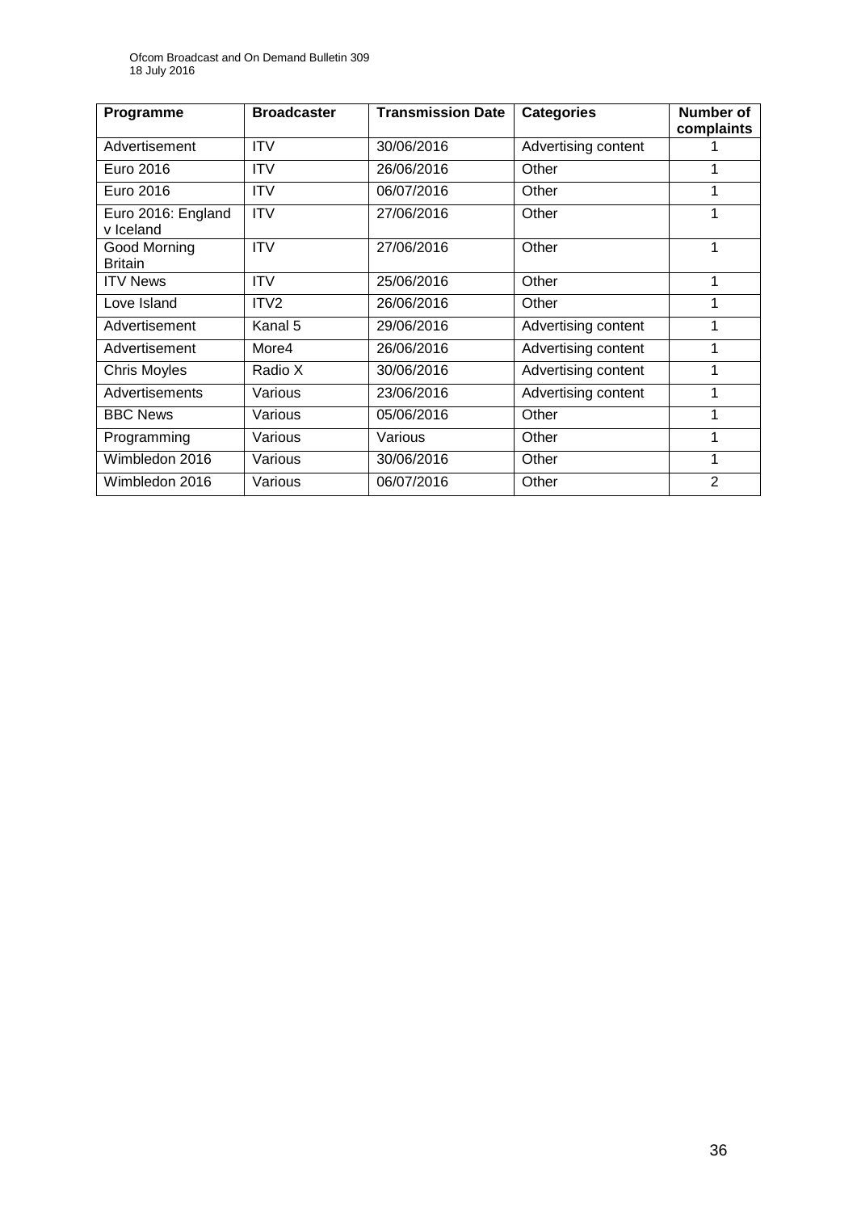| Programme | Broadcaster | Transmission Date | Categories | Number of complaints |
| --- | --- | --- | --- | --- |
| Advertisement | ITV | 30/06/2016 | Advertising content | 1 |
| Euro 2016 | ITV | 26/06/2016 | Other | 1 |
| Euro 2016 | ITV | 06/07/2016 | Other | 1 |
| Euro 2016: England v Iceland | ITV | 27/06/2016 | Other | 1 |
| Good Morning Britain | ITV | 27/06/2016 | Other | 1 |
| ITV News | ITV | 25/06/2016 | Other | 1 |
| Love Island | ITV2 | 26/06/2016 | Other | 1 |
| Advertisement | Kanal 5 | 29/06/2016 | Advertising content | 1 |
| Advertisement | More4 | 26/06/2016 | Advertising content | 1 |
| Chris Moyles | Radio X | 30/06/2016 | Advertising content | 1 |
| Advertisements | Various | 23/06/2016 | Advertising content | 1 |
| BBC News | Various | 05/06/2016 | Other | 1 |
| Programming | Various | Various | Other | 1 |
| Wimbledon 2016 | Various | 30/06/2016 | Other | 1 |
| Wimbledon 2016 | Various | 06/07/2016 | Other | 2 |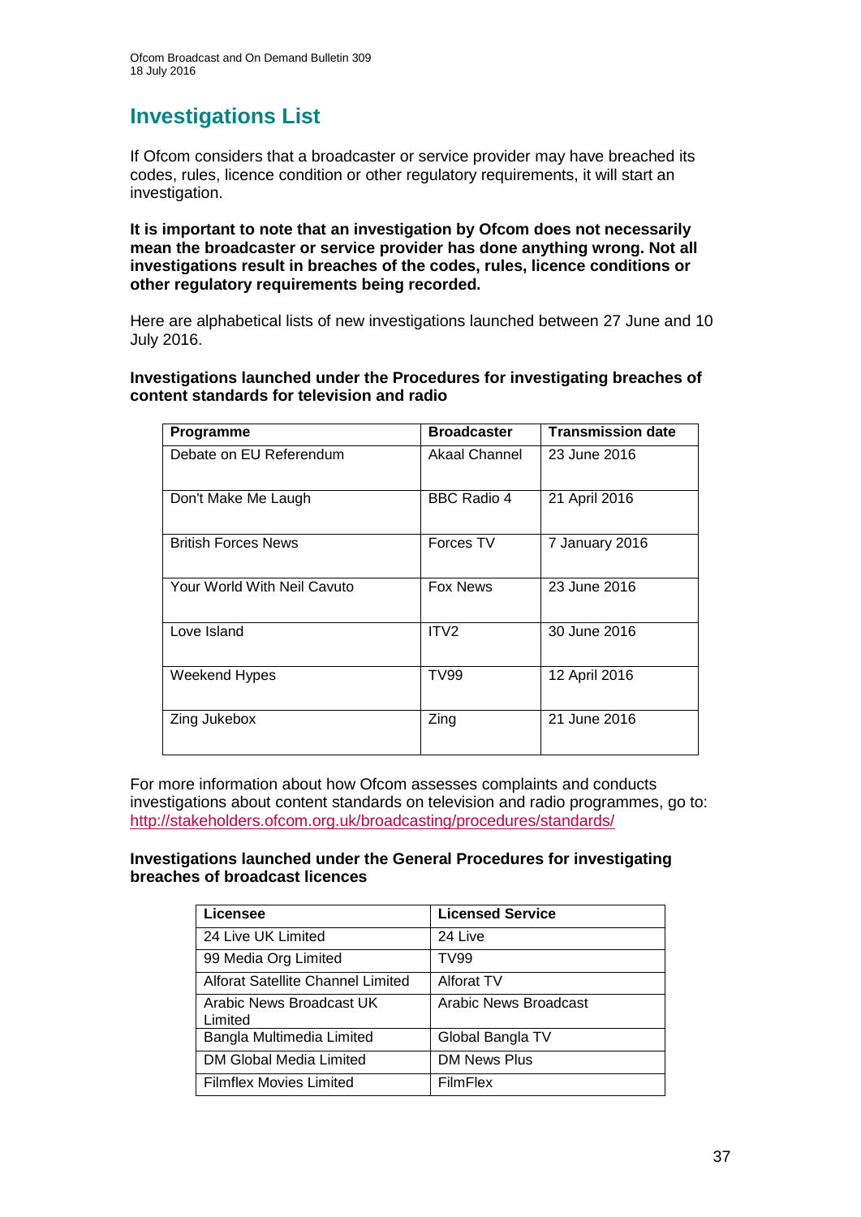## Investigations List

If Ofcom considers that a broadcaster or service provider may have breached its codes, rules, licence condition or other regulatory requirements, it will start an investigation.

**It is important to note that an investigation by Ofcom does not necessarily mean the broadcaster or service provider has done anything wrong. Not all investigations result in breaches of the codes, rules, licence conditions or other regulatory requirements being recorded.**

Here are alphabetical lists of new investigations launched between 27 June and 10 July 2016.

**Investigations launched under the Procedures for investigating breaches of content standards for television and radio**

| Programme | Broadcaster | Transmission date |
|---|---|---|
| Debate on EU Referendum | Akaal Channel | 23 June 2016 |
| Don't Make Me Laugh | BBC Radio 4 | 21 April 2016 |
| British Forces News | Forces TV | 7 January 2016 |
| Your World With Neil Cavuto | Fox News | 23 June 2016 |
| Love Island | ITV2 | 30 June 2016 |
| Weekend Hypes | TV99 | 12 April 2016 |
| Zing Jukebox | Zing | 21 June 2016 |

For more information about how Ofcom assesses complaints and conducts investigations about content standards on television and radio programmes, go to: http://stakeholders.ofcom.org.uk/broadcasting/procedures/standards/

**Investigations launched under the General Procedures for investigating breaches of broadcast licences**

| Licensee | Licensed Service |
|---|---|
| 24 Live UK Limited | 24 Live |
| 99 Media Org Limited | TV99 |
| Alforat Satellite Channel Limited | Alforat TV |
| Arabic News Broadcast UK Limited | Arabic News Broadcast |
| Bangla Multimedia Limited | Global Bangla TV |
| DM Global Media Limited | DM News Plus |
| Filmflex Movies Limited | FilmFlex |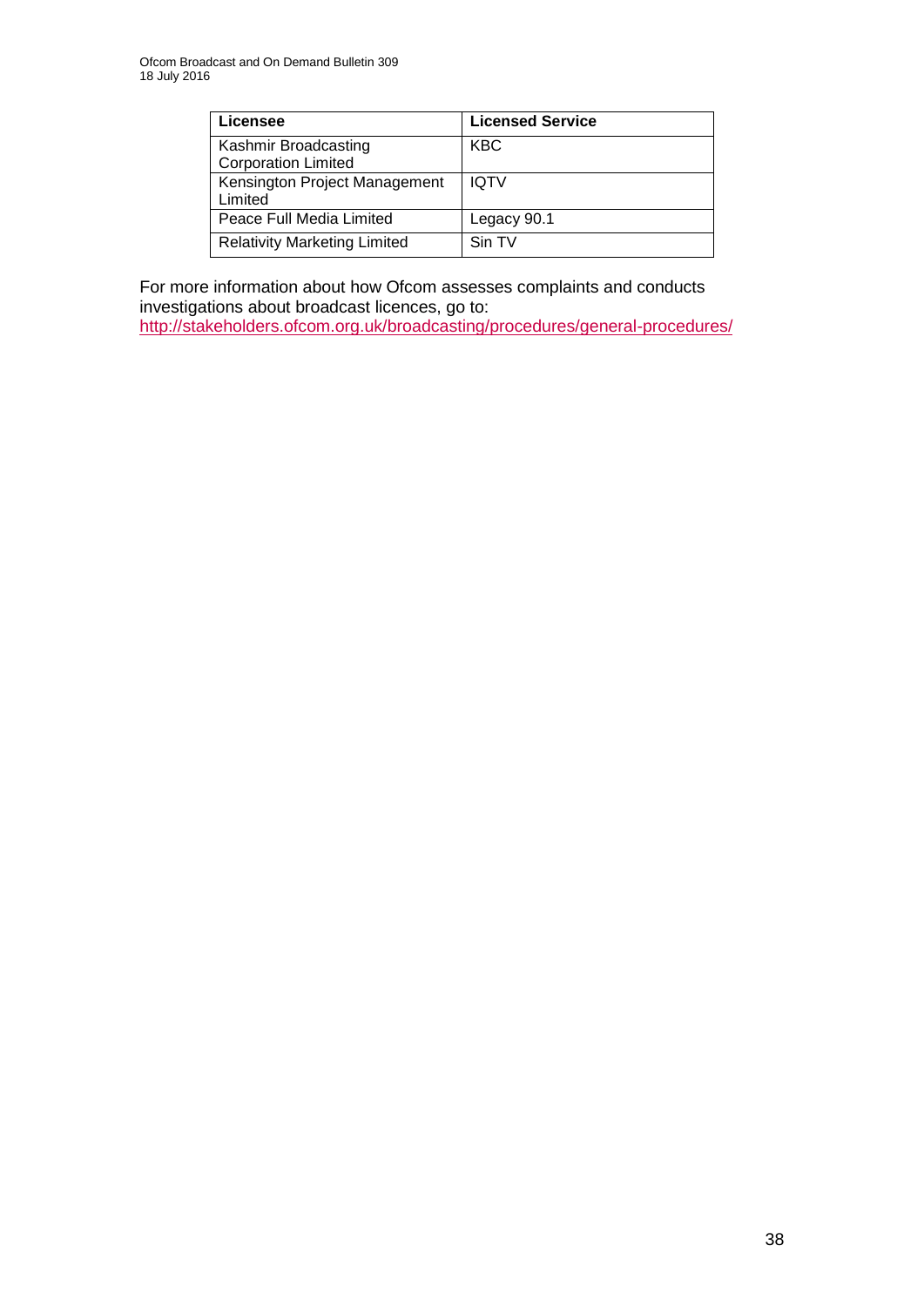| Licensee | Licensed Service |
|---|---|
| Kashmir Broadcasting Corporation Limited | KBC |
| Kensington Project Management Limited | IQTV |
| Peace Full Media Limited | Legacy 90.1 |
| Relativity Marketing Limited | Sin TV |

For more information about how Ofcom assesses complaints and conducts investigations about broadcast licences, go to:
http://stakeholders.ofcom.org.uk/broadcasting/procedures/general-procedures/